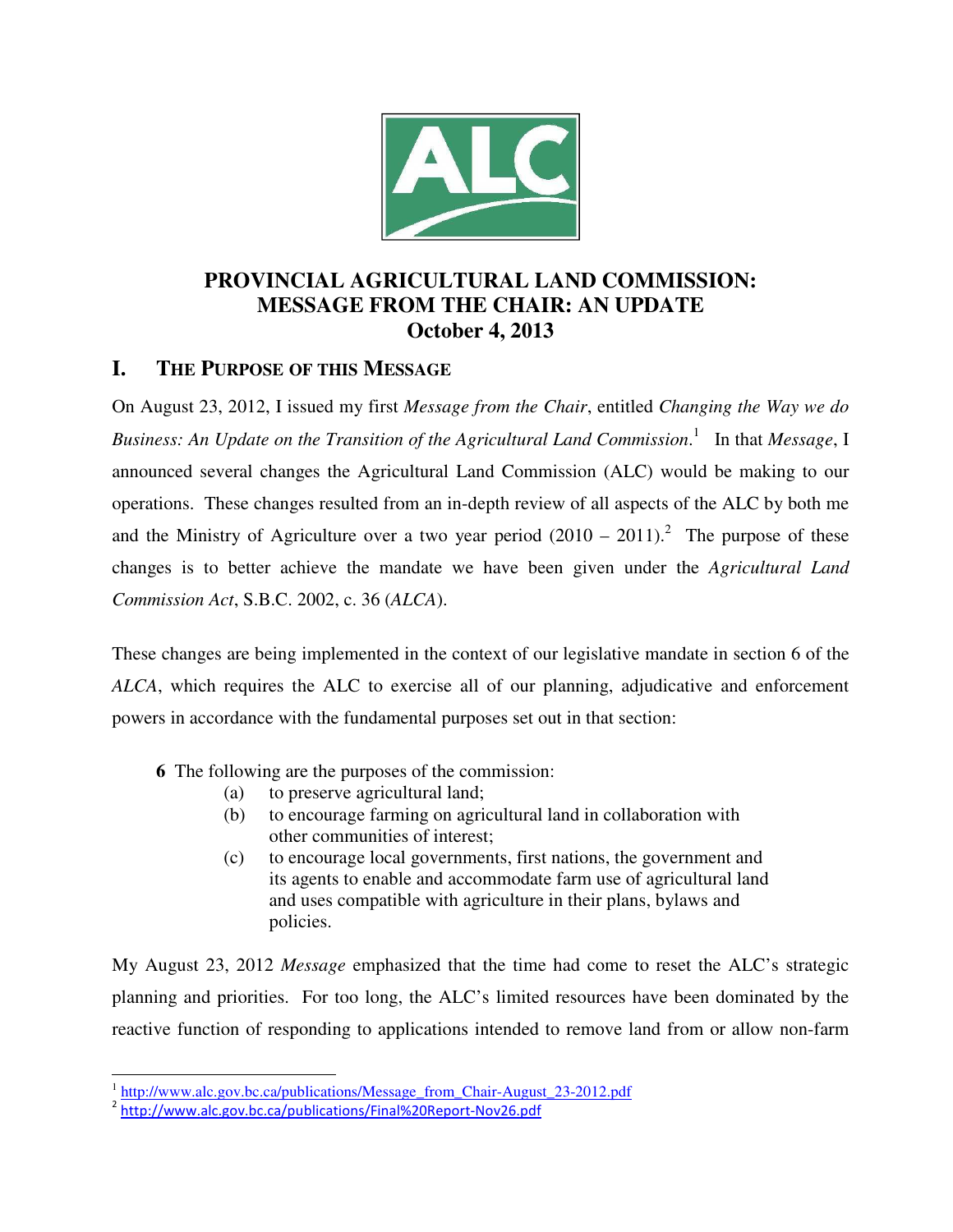# PROVINCIAL AGRICULTURAL LAND COMMISSION: MESSAGE FROM THE CHAIR: AN UPDATE
# October 4, 2013

## I. The Purpose of this Message

On August 23, 2012, I issued my first *Message from the Chair*, entitled *Changing the Way we do Business: An Update on the Transition of the Agricultural Land Commission*.[1] In that *Message*, I announced several changes the Agricultural Land Commission (ALC) would be making to our operations. These changes resulted from an in-depth review of all aspects of the ALC by both me and the Ministry of Agriculture over a two year period (2010 – 2011).[2] The purpose of these changes is to better achieve the mandate we have been given under the *Agricultural Land Commission Act*, S.B.C. 2002, c. 36 (*ALCA*).

These changes are being implemented in the context of our legislative mandate in section 6 of the *ALCA*, which requires the ALC to exercise all of our planning, adjudicative and enforcement powers in accordance with the fundamental purposes set out in that section:

> **6** The following are the purposes of the commission:
> (a) to preserve agricultural land;
> (b) to encourage farming on agricultural land in collaboration with other communities of interest;
> (c) to encourage local governments, first nations, the government and its agents to enable and accommodate farm use of agricultural land and uses compatible with agriculture in their plans, bylaws and policies.

My August 23, 2012 *Message* emphasized that the time had come to reset the ALC's strategic planning and priorities. For too long, the ALC's limited resources have been dominated by the reactive function of responding to applications intended to remove land from or allow non-farm

---

[1] http://www.alc.gov.bc.ca/publications/Message_from_Chair-August_23-2012.pdf

[2] http://www.alc.gov.bc.ca/publications/Final%20Report-Nov26.pdf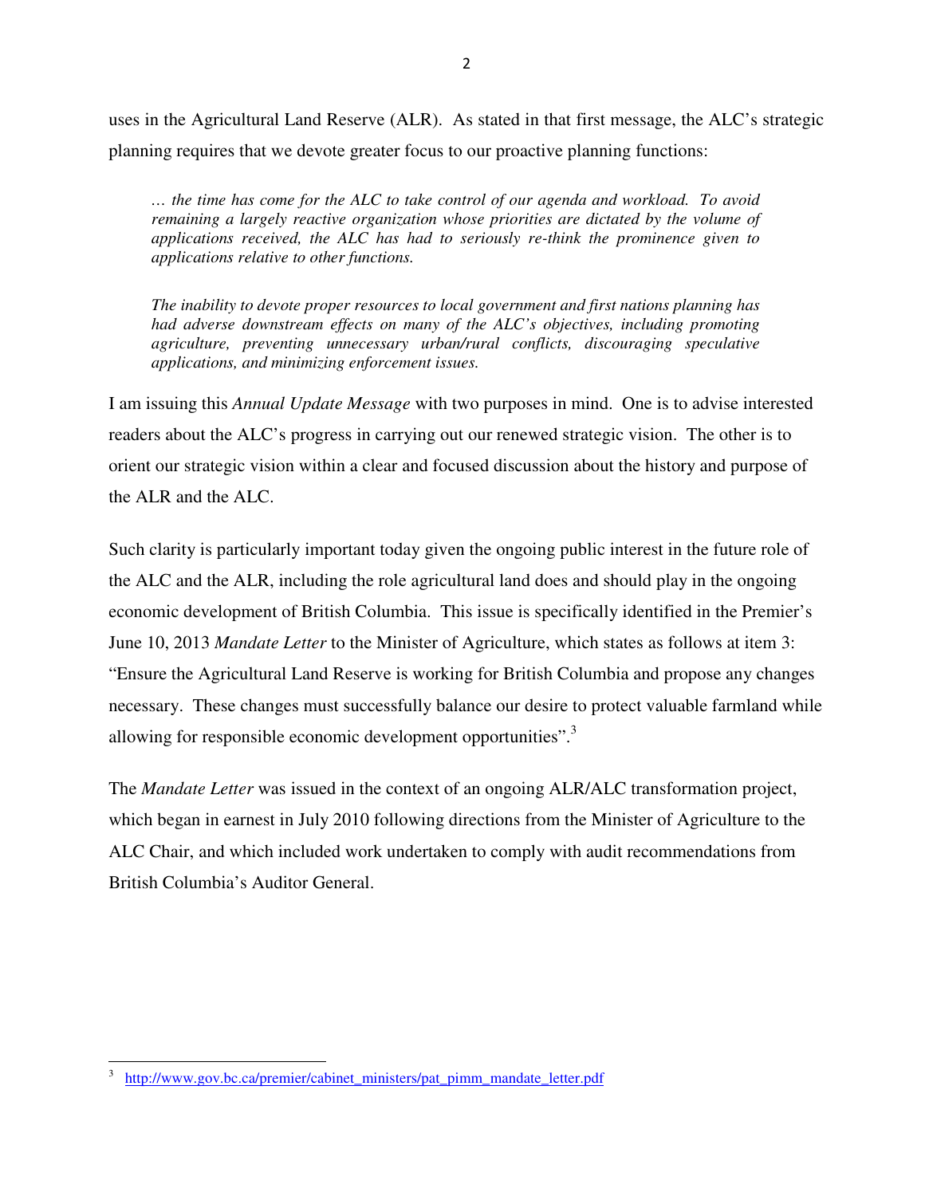uses in the Agricultural Land Reserve (ALR). As stated in that first message, the ALC's strategic planning requires that we devote greater focus to our proactive planning functions:

> *… the time has come for the ALC to take control of our agenda and workload. To avoid remaining a largely reactive organization whose priorities are dictated by the volume of applications received, the ALC has had to seriously re-think the prominence given to applications relative to other functions.*
>
> *The inability to devote proper resources to local government and first nations planning has had adverse downstream effects on many of the ALC's objectives, including promoting agriculture, preventing unnecessary urban/rural conflicts, discouraging speculative applications, and minimizing enforcement issues.*

I am issuing this *Annual Update Message* with two purposes in mind. One is to advise interested readers about the ALC's progress in carrying out our renewed strategic vision. The other is to orient our strategic vision within a clear and focused discussion about the history and purpose of the ALR and the ALC.

Such clarity is particularly important today given the ongoing public interest in the future role of the ALC and the ALR, including the role agricultural land does and should play in the ongoing economic development of British Columbia. This issue is specifically identified in the Premier's June 10, 2013 *Mandate Letter* to the Minister of Agriculture, which states as follows at item 3: "Ensure the Agricultural Land Reserve is working for British Columbia and propose any changes necessary. These changes must successfully balance our desire to protect valuable farmland while allowing for responsible economic development opportunities".[3]

The *Mandate Letter* was issued in the context of an ongoing ALR/ALC transformation project, which began in earnest in July 2010 following directions from the Minister of Agriculture to the ALC Chair, and which included work undertaken to comply with audit recommendations from British Columbia's Auditor General.

---

[3] http://www.gov.bc.ca/premier/cabinet_ministers/pat_pimm_mandate_letter.pdf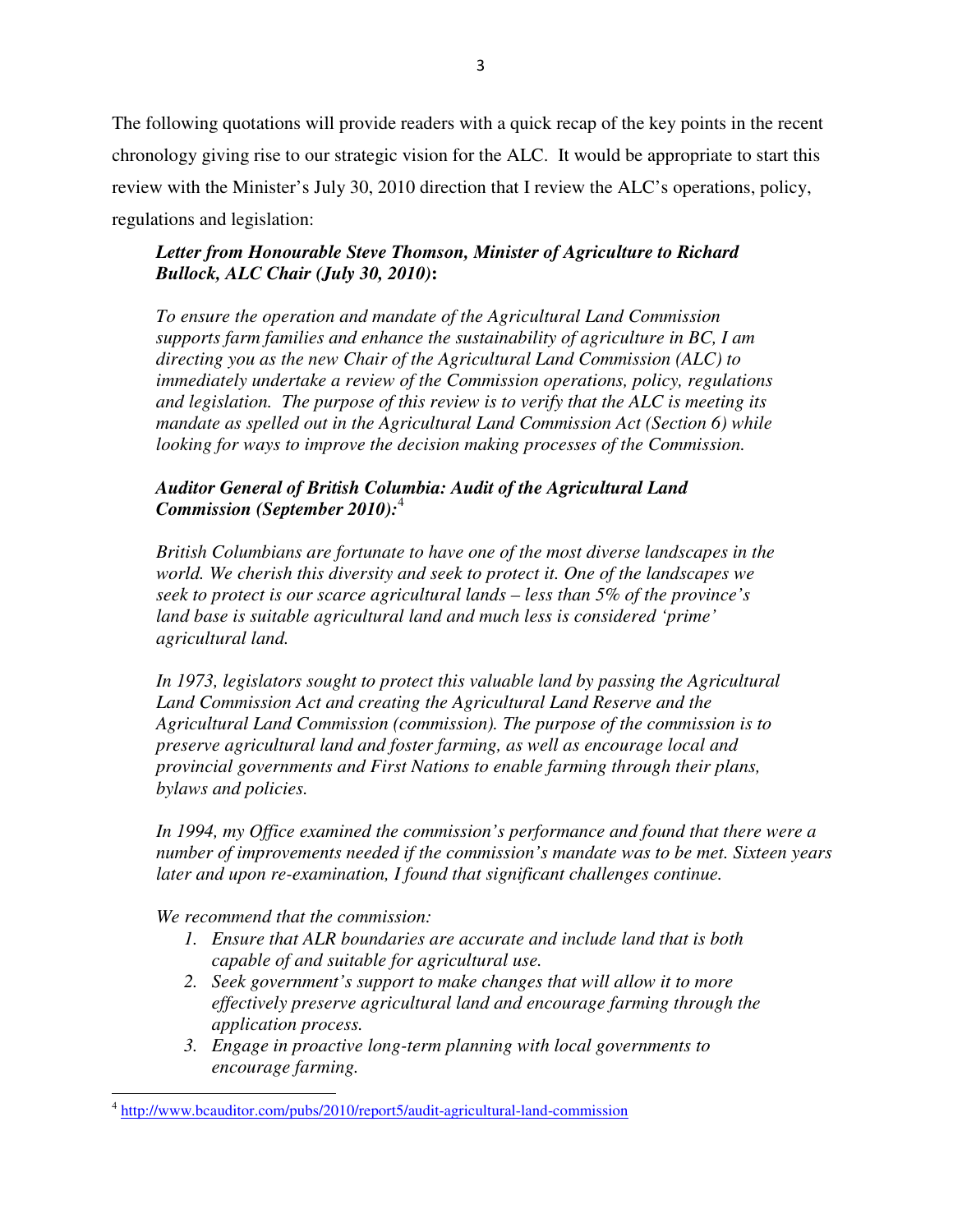The following quotations will provide readers with a quick recap of the key points in the recent chronology giving rise to our strategic vision for the ALC. It would be appropriate to start this review with the Minister's July 30, 2010 direction that I review the ALC's operations, policy, regulations and legislation:

> ***Letter from Honourable Steve Thomson, Minister of Agriculture to Richard Bullock, ALC Chair (July 30, 2010)*:**
>
> *To ensure the operation and mandate of the Agricultural Land Commission supports farm families and enhance the sustainability of agriculture in BC, I am directing you as the new Chair of the Agricultural Land Commission (ALC) to immediately undertake a review of the Commission operations, policy, regulations and legislation. The purpose of this review is to verify that the ALC is meeting its mandate as spelled out in the Agricultural Land Commission Act (Section 6) while looking for ways to improve the decision making processes of the Commission.*
>
> ***Auditor General of British Columbia: Audit of the Agricultural Land Commission (September 2010):***[4]
>
> *British Columbians are fortunate to have one of the most diverse landscapes in the world. We cherish this diversity and seek to protect it. One of the landscapes we seek to protect is our scarce agricultural lands – less than 5% of the province's land base is suitable agricultural land and much less is considered 'prime' agricultural land.*
>
> *In 1973, legislators sought to protect this valuable land by passing the Agricultural Land Commission Act and creating the Agricultural Land Reserve and the Agricultural Land Commission (commission). The purpose of the commission is to preserve agricultural land and foster farming, as well as encourage local and provincial governments and First Nations to enable farming through their plans, bylaws and policies.*
>
> *In 1994, my Office examined the commission's performance and found that there were a number of improvements needed if the commission's mandate was to be met. Sixteen years later and upon re-examination, I found that significant challenges continue.*
>
> *We recommend that the commission:*
>
> 1. *Ensure that ALR boundaries are accurate and include land that is both capable of and suitable for agricultural use.*
> 2. *Seek government's support to make changes that will allow it to more effectively preserve agricultural land and encourage farming through the application process.*
> 3. *Engage in proactive long-term planning with local governments to encourage farming.*

---

[4] http://www.bcauditor.com/pubs/2010/report5/audit-agricultural-land-commission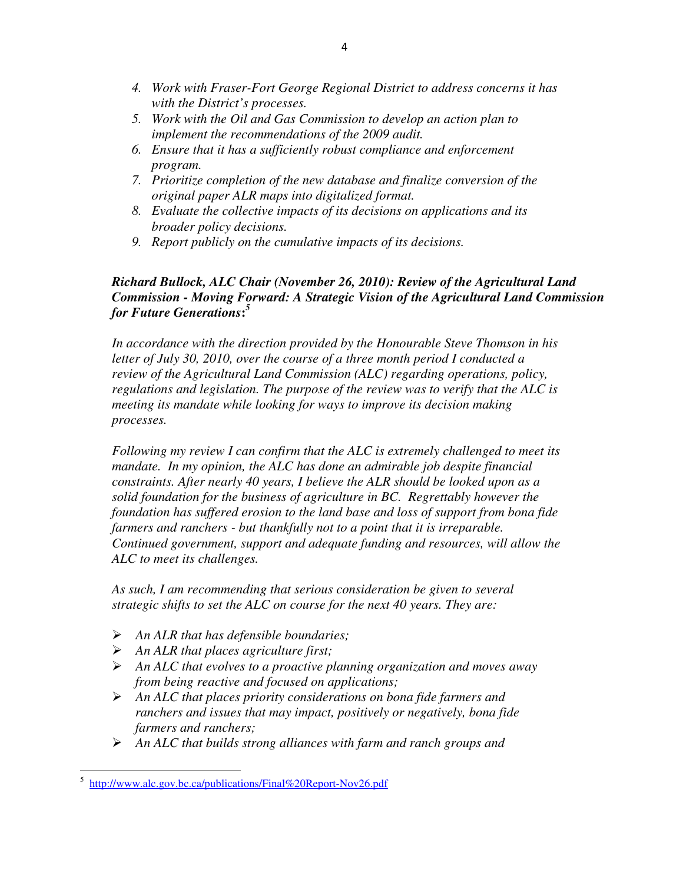4. *Work with Fraser-Fort George Regional District to address concerns it has with the District's processes.*
5. *Work with the Oil and Gas Commission to develop an action plan to implement the recommendations of the 2009 audit.*
6. *Ensure that it has a sufficiently robust compliance and enforcement program.*
7. *Prioritize completion of the new database and finalize conversion of the original paper ALR maps into digitalized format.*
8. *Evaluate the collective impacts of its decisions on applications and its broader policy decisions.*
9. *Report publicly on the cumulative impacts of its decisions.*

***Richard Bullock, ALC Chair (November 26, 2010): Review of the Agricultural Land Commission - Moving Forward: A Strategic Vision of the Agricultural Land Commission for Future Generations:***[5]

*In accordance with the direction provided by the Honourable Steve Thomson in his letter of July 30, 2010, over the course of a three month period I conducted a review of the Agricultural Land Commission (ALC) regarding operations, policy, regulations and legislation. The purpose of the review was to verify that the ALC is meeting its mandate while looking for ways to improve its decision making processes.*

*Following my review I can confirm that the ALC is extremely challenged to meet its mandate. In my opinion, the ALC has done an admirable job despite financial constraints. After nearly 40 years, I believe the ALR should be looked upon as a solid foundation for the business of agriculture in BC. Regrettably however the foundation has suffered erosion to the land base and loss of support from bona fide farmers and ranchers - but thankfully not to a point that it is irreparable. Continued government, support and adequate funding and resources, will allow the ALC to meet its challenges.*

*As such, I am recommending that serious consideration be given to several strategic shifts to set the ALC on course for the next 40 years. They are:*

- *An ALR that has defensible boundaries;*
- *An ALR that places agriculture first;*
- *An ALC that evolves to a proactive planning organization and moves away from being reactive and focused on applications;*
- *An ALC that places priority considerations on bona fide farmers and ranchers and issues that may impact, positively or negatively, bona fide farmers and ranchers;*
- *An ALC that builds strong alliances with farm and ranch groups and*

---

[5] http://www.alc.gov.bc.ca/publications/Final%20Report-Nov26.pdf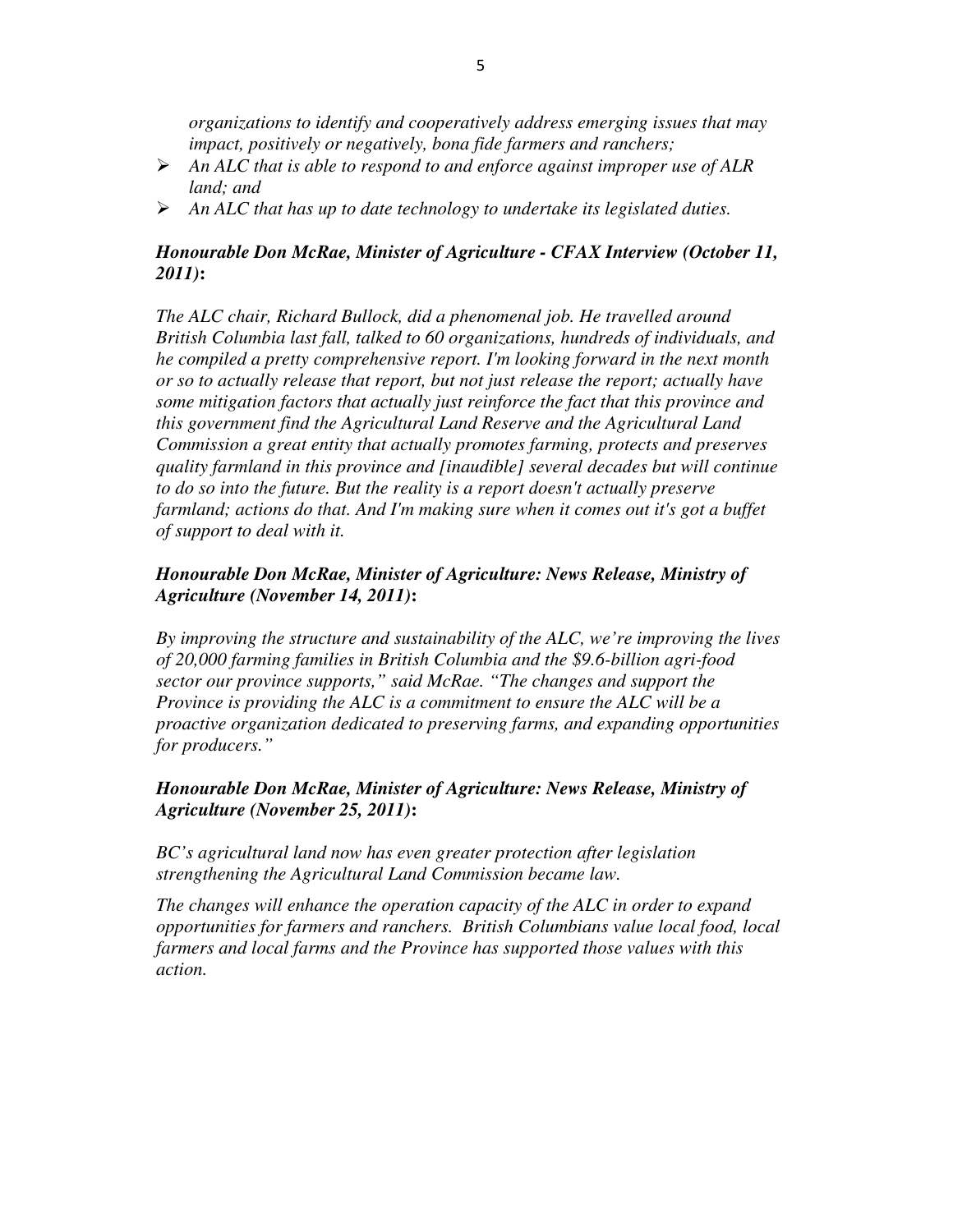*organizations to identify and cooperatively address emerging issues that may impact, positively or negatively, bona fide farmers and ranchers;*

- *An ALC that is able to respond to and enforce against improper use of ALR land; and*
- *An ALC that has up to date technology to undertake its legislated duties.*

***Honourable Don McRae, Minister of Agriculture - CFAX Interview (October 11, 2011)*:**

*The ALC chair, Richard Bullock, did a phenomenal job. He travelled around British Columbia last fall, talked to 60 organizations, hundreds of individuals, and he compiled a pretty comprehensive report. I'm looking forward in the next month or so to actually release that report, but not just release the report; actually have some mitigation factors that actually just reinforce the fact that this province and this government find the Agricultural Land Reserve and the Agricultural Land Commission a great entity that actually promotes farming, protects and preserves quality farmland in this province and [inaudible] several decades but will continue to do so into the future. But the reality is a report doesn't actually preserve farmland; actions do that. And I'm making sure when it comes out it's got a buffet of support to deal with it.*

***Honourable Don McRae, Minister of Agriculture: News Release, Ministry of Agriculture (November 14, 2011)*:**

*By improving the structure and sustainability of the ALC, we're improving the lives of 20,000 farming families in British Columbia and the $9.6-billion agri-food sector our province supports," said McRae. "The changes and support the Province is providing the ALC is a commitment to ensure the ALC will be a proactive organization dedicated to preserving farms, and expanding opportunities for producers."*

***Honourable Don McRae, Minister of Agriculture: News Release, Ministry of Agriculture (November 25, 2011)*:**

*BC's agricultural land now has even greater protection after legislation strengthening the Agricultural Land Commission became law.*

*The changes will enhance the operation capacity of the ALC in order to expand opportunities for farmers and ranchers. British Columbians value local food, local farmers and local farms and the Province has supported those values with this action.*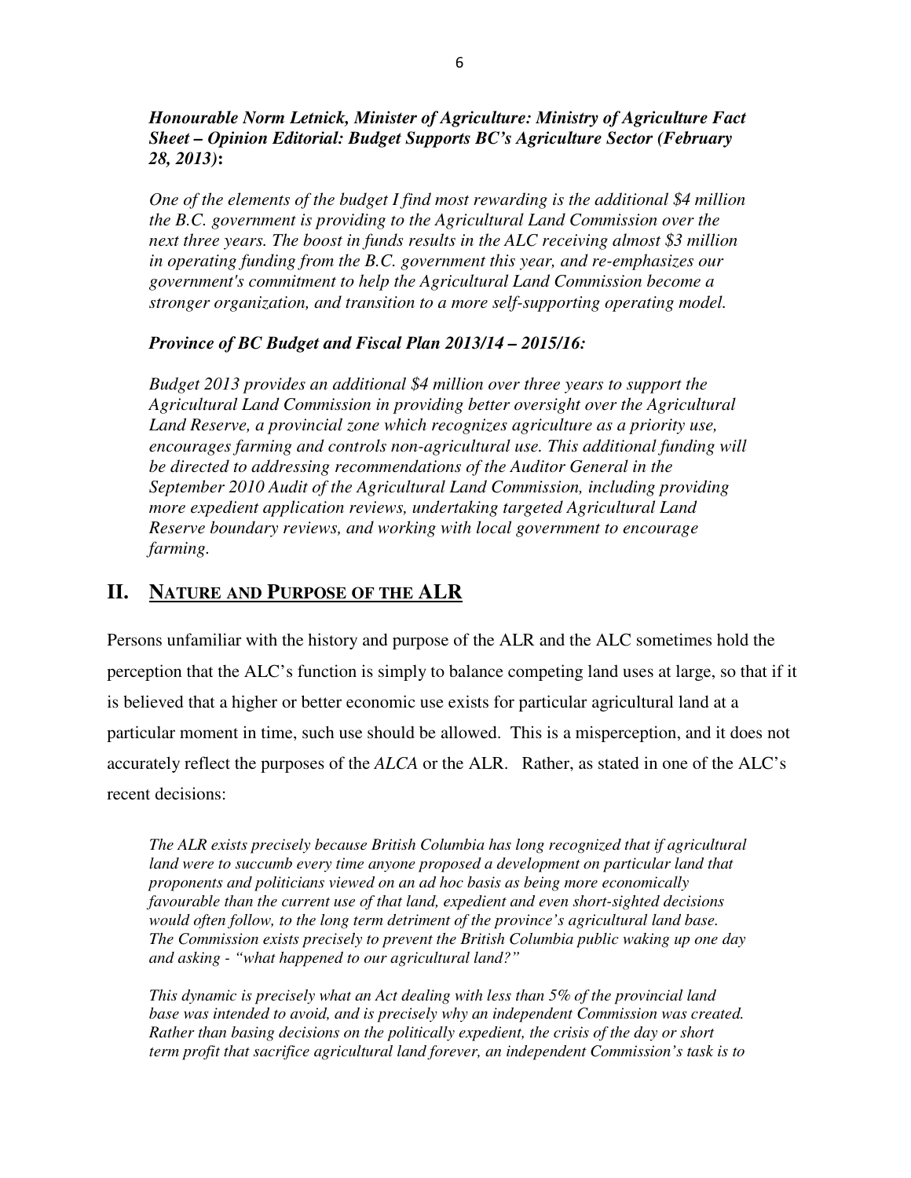***Honourable Norm Letnick, Minister of Agriculture: Ministry of Agriculture Fact Sheet – Opinion Editorial: Budget Supports BC's Agriculture Sector (February 28, 2013)*:**

*One of the elements of the budget I find most rewarding is the additional $4 million the B.C. government is providing to the Agricultural Land Commission over the next three years. The boost in funds results in the ALC receiving almost $3 million in operating funding from the B.C. government this year, and re-emphasizes our government's commitment to help the Agricultural Land Commission become a stronger organization, and transition to a more self-supporting operating model.*

***Province of BC Budget and Fiscal Plan 2013/14 – 2015/16:***

*Budget 2013 provides an additional $4 million over three years to support the Agricultural Land Commission in providing better oversight over the Agricultural Land Reserve, a provincial zone which recognizes agriculture as a priority use, encourages farming and controls non-agricultural use. This additional funding will be directed to addressing recommendations of the Auditor General in the September 2010 Audit of the Agricultural Land Commission, including providing more expedient application reviews, undertaking targeted Agricultural Land Reserve boundary reviews, and working with local government to encourage farming.*

## II. NATURE AND PURPOSE OF THE ALR

Persons unfamiliar with the history and purpose of the ALR and the ALC sometimes hold the perception that the ALC's function is simply to balance competing land uses at large, so that if it is believed that a higher or better economic use exists for particular agricultural land at a particular moment in time, such use should be allowed. This is a misperception, and it does not accurately reflect the purposes of the *ALCA* or the ALR. Rather, as stated in one of the ALC's recent decisions:

> *The ALR exists precisely because British Columbia has long recognized that if agricultural land were to succumb every time anyone proposed a development on particular land that proponents and politicians viewed on an ad hoc basis as being more economically favourable than the current use of that land, expedient and even short-sighted decisions would often follow, to the long term detriment of the province's agricultural land base. The Commission exists precisely to prevent the British Columbia public waking up one day and asking - "what happened to our agricultural land?"*
>
> *This dynamic is precisely what an Act dealing with less than 5% of the provincial land base was intended to avoid, and is precisely why an independent Commission was created. Rather than basing decisions on the politically expedient, the crisis of the day or short term profit that sacrifice agricultural land forever, an independent Commission's task is to*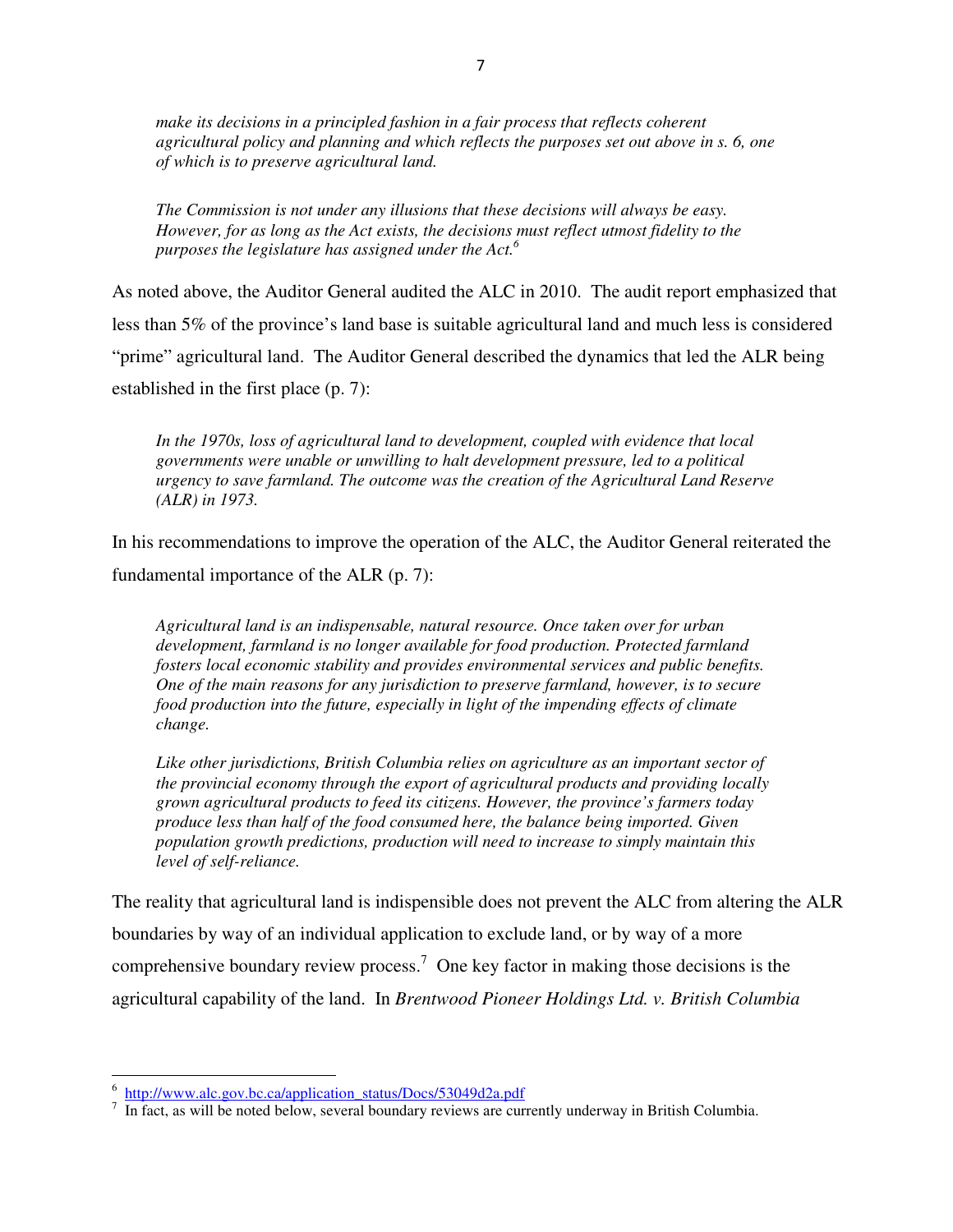> *make its decisions in a principled fashion in a fair process that reflects coherent agricultural policy and planning and which reflects the purposes set out above in s. 6, one of which is to preserve agricultural land.*
>
> *The Commission is not under any illusions that these decisions will always be easy. However, for as long as the Act exists, the decisions must reflect utmost fidelity to the purposes the legislature has assigned under the Act.*[6]

As noted above, the Auditor General audited the ALC in 2010. The audit report emphasized that less than 5% of the province's land base is suitable agricultural land and much less is considered "prime" agricultural land. The Auditor General described the dynamics that led the ALR being established in the first place (p. 7):

> *In the 1970s, loss of agricultural land to development, coupled with evidence that local governments were unable or unwilling to halt development pressure, led to a political urgency to save farmland. The outcome was the creation of the Agricultural Land Reserve (ALR) in 1973.*

In his recommendations to improve the operation of the ALC, the Auditor General reiterated the fundamental importance of the ALR (p. 7):

> *Agricultural land is an indispensable, natural resource. Once taken over for urban development, farmland is no longer available for food production. Protected farmland fosters local economic stability and provides environmental services and public benefits. One of the main reasons for any jurisdiction to preserve farmland, however, is to secure food production into the future, especially in light of the impending effects of climate change.*
>
> *Like other jurisdictions, British Columbia relies on agriculture as an important sector of the provincial economy through the export of agricultural products and providing locally grown agricultural products to feed its citizens. However, the province's farmers today produce less than half of the food consumed here, the balance being imported. Given population growth predictions, production will need to increase to simply maintain this level of self-reliance.*

The reality that agricultural land is indispensible does not prevent the ALC from altering the ALR boundaries by way of an individual application to exclude land, or by way of a more comprehensive boundary review process.[7] One key factor in making those decisions is the agricultural capability of the land. In *Brentwood Pioneer Holdings Ltd. v. British Columbia*

---

[6] http://www.alc.gov.bc.ca/application_status/Docs/53049d2a.pdf

[7] In fact, as will be noted below, several boundary reviews are currently underway in British Columbia.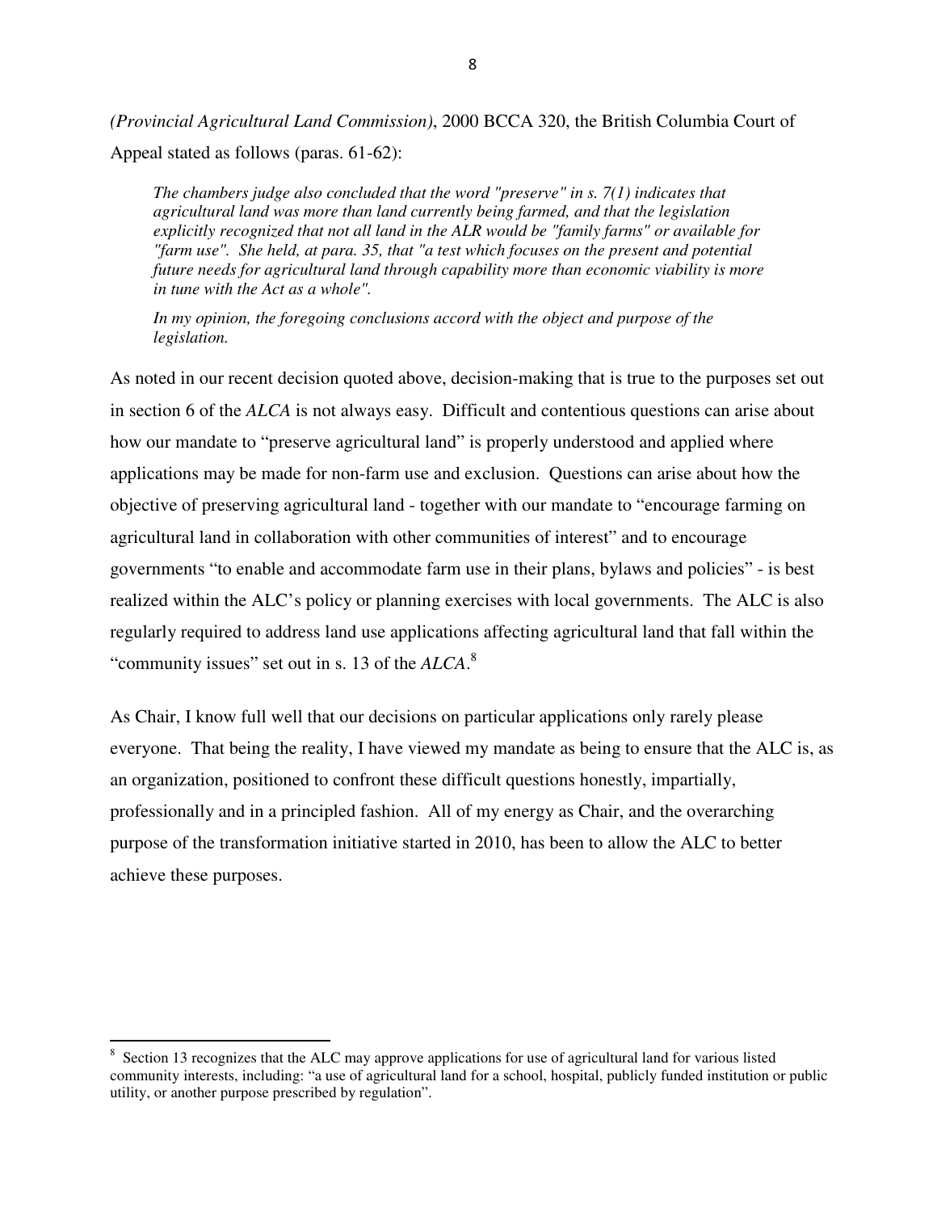*(Provincial Agricultural Land Commission)*, 2000 BCCA 320, the British Columbia Court of Appeal stated as follows (paras. 61-62):

> *The chambers judge also concluded that the word "preserve" in s. 7(1) indicates that agricultural land was more than land currently being farmed, and that the legislation explicitly recognized that not all land in the ALR would be "family farms" or available for "farm use". She held, at para. 35, that "a test which focuses on the present and potential future needs for agricultural land through capability more than economic viability is more in tune with the Act as a whole".*
>
> *In my opinion, the foregoing conclusions accord with the object and purpose of the legislation.*

As noted in our recent decision quoted above, decision-making that is true to the purposes set out in section 6 of the *ALCA* is not always easy. Difficult and contentious questions can arise about how our mandate to "preserve agricultural land" is properly understood and applied where applications may be made for non-farm use and exclusion. Questions can arise about how the objective of preserving agricultural land - together with our mandate to "encourage farming on agricultural land in collaboration with other communities of interest" and to encourage governments "to enable and accommodate farm use in their plans, bylaws and policies" - is best realized within the ALC's policy or planning exercises with local governments. The ALC is also regularly required to address land use applications affecting agricultural land that fall within the "community issues" set out in s. 13 of the *ALCA*.[8]

As Chair, I know full well that our decisions on particular applications only rarely please everyone. That being the reality, I have viewed my mandate as being to ensure that the ALC is, as an organization, positioned to confront these difficult questions honestly, impartially, professionally and in a principled fashion. All of my energy as Chair, and the overarching purpose of the transformation initiative started in 2010, has been to allow the ALC to better achieve these purposes.

---

[8] Section 13 recognizes that the ALC may approve applications for use of agricultural land for various listed community interests, including: "a use of agricultural land for a school, hospital, publicly funded institution or public utility, or another purpose prescribed by regulation".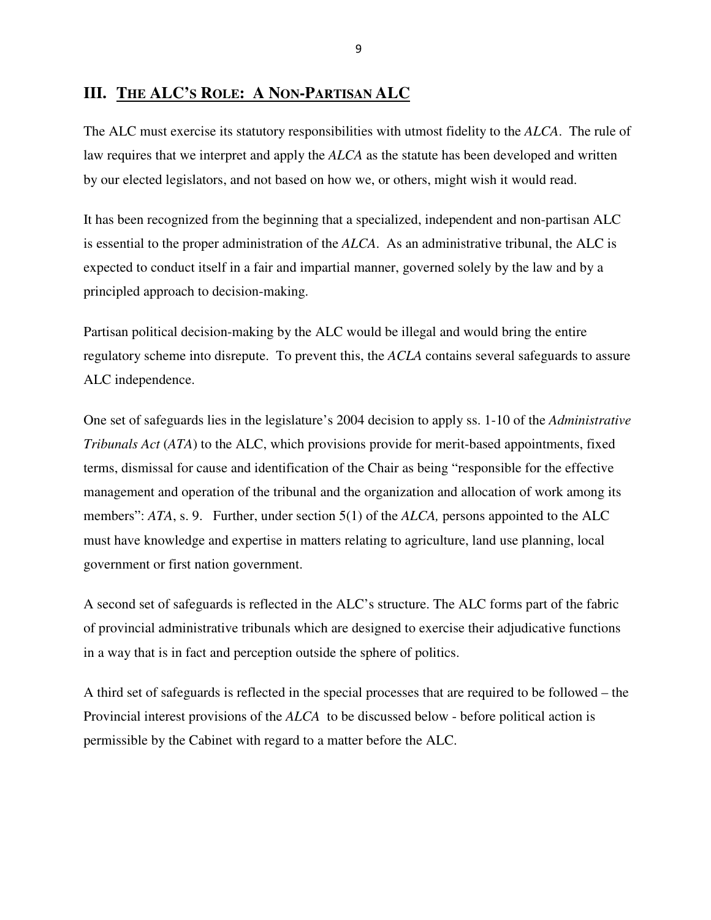## III. THE ALC'S ROLE: A NON-PARTISAN ALC

The ALC must exercise its statutory responsibilities with utmost fidelity to the *ALCA*. The rule of law requires that we interpret and apply the *ALCA* as the statute has been developed and written by our elected legislators, and not based on how we, or others, might wish it would read.

It has been recognized from the beginning that a specialized, independent and non-partisan ALC is essential to the proper administration of the *ALCA*. As an administrative tribunal, the ALC is expected to conduct itself in a fair and impartial manner, governed solely by the law and by a principled approach to decision-making.

Partisan political decision-making by the ALC would be illegal and would bring the entire regulatory scheme into disrepute. To prevent this, the *ACLA* contains several safeguards to assure ALC independence.

One set of safeguards lies in the legislature's 2004 decision to apply ss. 1-10 of the *Administrative Tribunals Act* (*ATA*) to the ALC, which provisions provide for merit-based appointments, fixed terms, dismissal for cause and identification of the Chair as being "responsible for the effective management and operation of the tribunal and the organization and allocation of work among its members": *ATA*, s. 9. Further, under section 5(1) of the *ALCA,* persons appointed to the ALC must have knowledge and expertise in matters relating to agriculture, land use planning, local government or first nation government.

A second set of safeguards is reflected in the ALC's structure. The ALC forms part of the fabric of provincial administrative tribunals which are designed to exercise their adjudicative functions in a way that is in fact and perception outside the sphere of politics.

A third set of safeguards is reflected in the special processes that are required to be followed – the Provincial interest provisions of the *ALCA* to be discussed below - before political action is permissible by the Cabinet with regard to a matter before the ALC.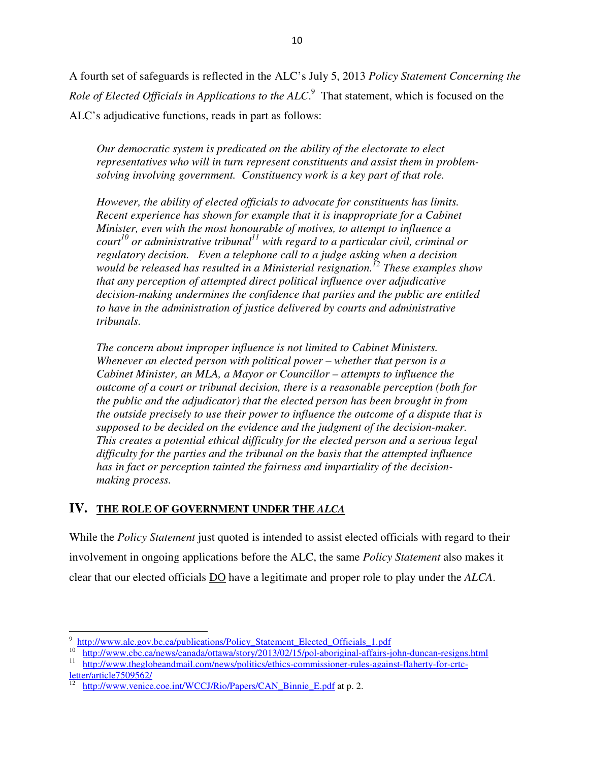A fourth set of safeguards is reflected in the ALC's July 5, 2013 *Policy Statement Concerning the Role of Elected Officials in Applications to the ALC*.[9] That statement, which is focused on the ALC's adjudicative functions, reads in part as follows:

> *Our democratic system is predicated on the ability of the electorate to elect representatives who will in turn represent constituents and assist them in problem-solving involving government. Constituency work is a key part of that role.*
>
> *However, the ability of elected officials to advocate for constituents has limits. Recent experience has shown for example that it is inappropriate for a Cabinet Minister, even with the most honourable of motives, to attempt to influence a court[10] or administrative tribunal[11] with regard to a particular civil, criminal or regulatory decision. Even a telephone call to a judge asking when a decision would be released has resulted in a Ministerial resignation.[12] These examples show that any perception of attempted direct political influence over adjudicative decision-making undermines the confidence that parties and the public are entitled to have in the administration of justice delivered by courts and administrative tribunals.*
>
> *The concern about improper influence is not limited to Cabinet Ministers. Whenever an elected person with political power – whether that person is a Cabinet Minister, an MLA, a Mayor or Councillor – attempts to influence the outcome of a court or tribunal decision, there is a reasonable perception (both for the public and the adjudicator) that the elected person has been brought in from the outside precisely to use their power to influence the outcome of a dispute that is supposed to be decided on the evidence and the judgment of the decision-maker. This creates a potential ethical difficulty for the elected person and a serious legal difficulty for the parties and the tribunal on the basis that the attempted influence has in fact or perception tainted the fairness and impartiality of the decision-making process.*

## IV. THE ROLE OF GOVERNMENT UNDER THE *ALCA*

While the *Policy Statement* just quoted is intended to assist elected officials with regard to their involvement in ongoing applications before the ALC, the same *Policy Statement* also makes it clear that our elected officials DO have a legitimate and proper role to play under the *ALCA*.

---

[9] http://www.alc.gov.bc.ca/publications/Policy_Statement_Elected_Officials_1.pdf

[10] http://www.cbc.ca/news/canada/ottawa/story/2013/02/15/pol-aboriginal-affairs-john-duncan-resigns.html

[11] http://www.theglobeandmail.com/news/politics/ethics-commissioner-rules-against-flaherty-for-crtc-letter/article7509562/

[12] http://www.venice.coe.int/WCCJ/Rio/Papers/CAN_Binnie_E.pdf at p. 2.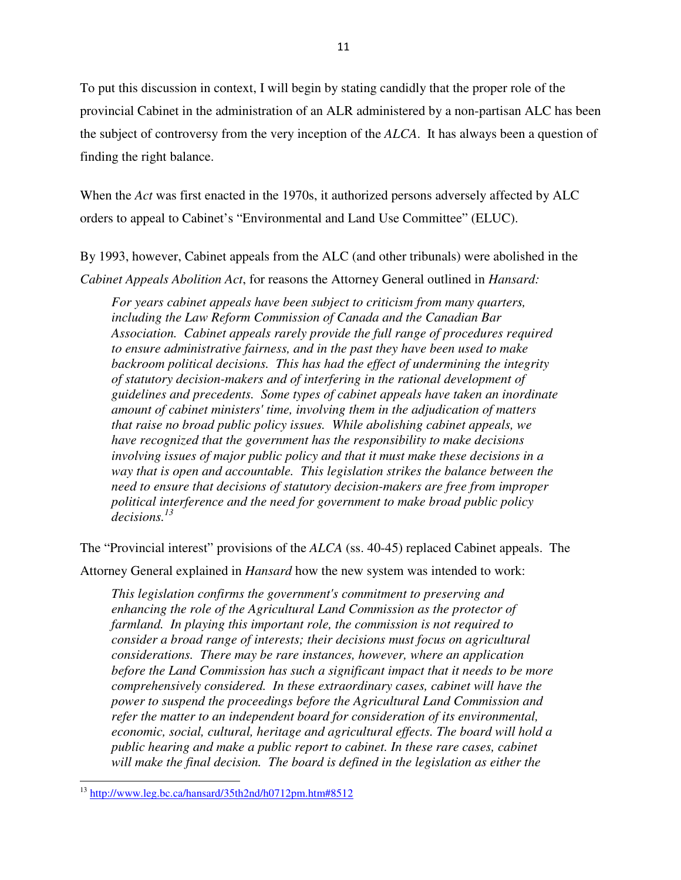To put this discussion in context, I will begin by stating candidly that the proper role of the provincial Cabinet in the administration of an ALR administered by a non-partisan ALC has been the subject of controversy from the very inception of the *ALCA*. It has always been a question of finding the right balance.

When the *Act* was first enacted in the 1970s, it authorized persons adversely affected by ALC orders to appeal to Cabinet's "Environmental and Land Use Committee" (ELUC).

By 1993, however, Cabinet appeals from the ALC (and other tribunals) were abolished in the *Cabinet Appeals Abolition Act*, for reasons the Attorney General outlined in *Hansard:*

> *For years cabinet appeals have been subject to criticism from many quarters, including the Law Reform Commission of Canada and the Canadian Bar Association. Cabinet appeals rarely provide the full range of procedures required to ensure administrative fairness, and in the past they have been used to make backroom political decisions. This has had the effect of undermining the integrity of statutory decision-makers and of interfering in the rational development of guidelines and precedents. Some types of cabinet appeals have taken an inordinate amount of cabinet ministers' time, involving them in the adjudication of matters that raise no broad public policy issues. While abolishing cabinet appeals, we have recognized that the government has the responsibility to make decisions involving issues of major public policy and that it must make these decisions in a way that is open and accountable. This legislation strikes the balance between the need to ensure that decisions of statutory decision-makers are free from improper political interference and the need for government to make broad public policy decisions.*[13]

The "Provincial interest" provisions of the *ALCA* (ss. 40-45) replaced Cabinet appeals. The Attorney General explained in *Hansard* how the new system was intended to work:

> *This legislation confirms the government's commitment to preserving and enhancing the role of the Agricultural Land Commission as the protector of farmland. In playing this important role, the commission is not required to consider a broad range of interests; their decisions must focus on agricultural considerations. There may be rare instances, however, where an application before the Land Commission has such a significant impact that it needs to be more comprehensively considered. In these extraordinary cases, cabinet will have the power to suspend the proceedings before the Agricultural Land Commission and refer the matter to an independent board for consideration of its environmental, economic, social, cultural, heritage and agricultural effects. The board will hold a public hearing and make a public report to cabinet. In these rare cases, cabinet will make the final decision. The board is defined in the legislation as either the*

---

[13] http://www.leg.bc.ca/hansard/35th2nd/h0712pm.htm#8512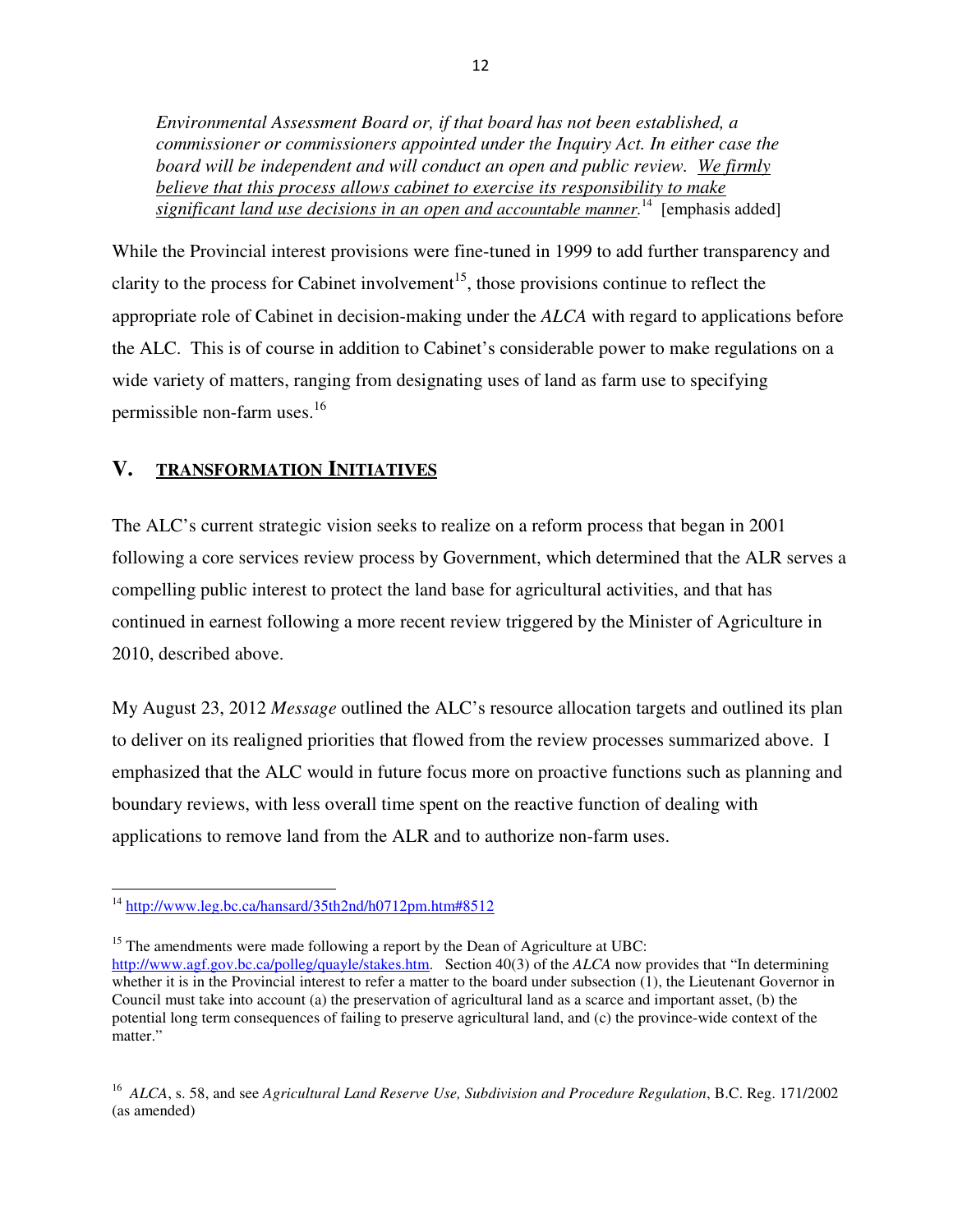*Environmental Assessment Board or, if that board has not been established, a commissioner or commissioners appointed under the Inquiry Act. In either case the board will be independent and will conduct an open and public review. <u>We firmly believe that this process allows cabinet to exercise its responsibility to make significant land use decisions in an open and accountable manner.</u>*[14] [emphasis added]

While the Provincial interest provisions were fine-tuned in 1999 to add further transparency and clarity to the process for Cabinet involvement[15], those provisions continue to reflect the appropriate role of Cabinet in decision-making under the *ALCA* with regard to applications before the ALC. This is of course in addition to Cabinet's considerable power to make regulations on a wide variety of matters, ranging from designating uses of land as farm use to specifying permissible non-farm uses.[16]

## V. TRANSFORMATION INITIATIVES

The ALC's current strategic vision seeks to realize on a reform process that began in 2001 following a core services review process by Government, which determined that the ALR serves a compelling public interest to protect the land base for agricultural activities, and that has continued in earnest following a more recent review triggered by the Minister of Agriculture in 2010, described above.

My August 23, 2012 *Message* outlined the ALC's resource allocation targets and outlined its plan to deliver on its realigned priorities that flowed from the review processes summarized above. I emphasized that the ALC would in future focus more on proactive functions such as planning and boundary reviews, with less overall time spent on the reactive function of dealing with applications to remove land from the ALR and to authorize non-farm uses.

---

[14] http://www.leg.bc.ca/hansard/35th2nd/h0712pm.htm#8512

[15] The amendments were made following a report by the Dean of Agriculture at UBC: http://www.agf.gov.bc.ca/polleg/quayle/stakes.htm. Section 40(3) of the *ALCA* now provides that "In determining whether it is in the Provincial interest to refer a matter to the board under subsection (1), the Lieutenant Governor in Council must take into account (a) the preservation of agricultural land as a scarce and important asset, (b) the potential long term consequences of failing to preserve agricultural land, and (c) the province-wide context of the matter."

[16] *ALCA*, s. 58, and see *Agricultural Land Reserve Use, Subdivision and Procedure Regulation*, B.C. Reg. 171/2002 (as amended)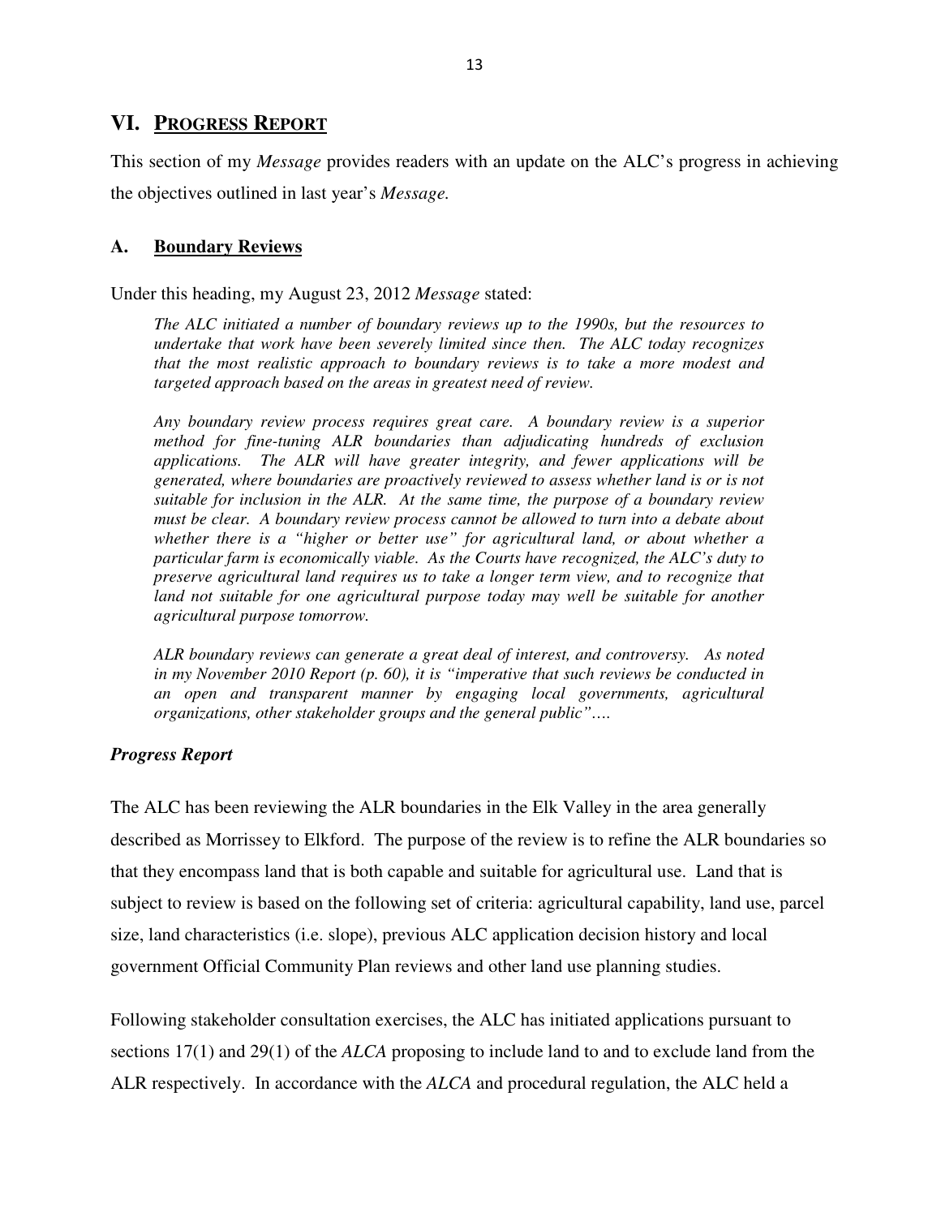## VI. PROGRESS REPORT

This section of my *Message* provides readers with an update on the ALC's progress in achieving the objectives outlined in last year's *Message.*

### A. Boundary Reviews

Under this heading, my August 23, 2012 *Message* stated:

> *The ALC initiated a number of boundary reviews up to the 1990s, but the resources to undertake that work have been severely limited since then. The ALC today recognizes that the most realistic approach to boundary reviews is to take a more modest and targeted approach based on the areas in greatest need of review.*
>
> *Any boundary review process requires great care. A boundary review is a superior method for fine-tuning ALR boundaries than adjudicating hundreds of exclusion applications. The ALR will have greater integrity, and fewer applications will be generated, where boundaries are proactively reviewed to assess whether land is or is not suitable for inclusion in the ALR. At the same time, the purpose of a boundary review must be clear. A boundary review process cannot be allowed to turn into a debate about whether there is a "higher or better use" for agricultural land, or about whether a particular farm is economically viable. As the Courts have recognized, the ALC's duty to preserve agricultural land requires us to take a longer term view, and to recognize that land not suitable for one agricultural purpose today may well be suitable for another agricultural purpose tomorrow.*
>
> *ALR boundary reviews can generate a great deal of interest, and controversy. As noted in my November 2010 Report (p. 60), it is "imperative that such reviews be conducted in an open and transparent manner by engaging local governments, agricultural organizations, other stakeholder groups and the general public"….*

***Progress Report***

The ALC has been reviewing the ALR boundaries in the Elk Valley in the area generally described as Morrissey to Elkford. The purpose of the review is to refine the ALR boundaries so that they encompass land that is both capable and suitable for agricultural use. Land that is subject to review is based on the following set of criteria: agricultural capability, land use, parcel size, land characteristics (i.e. slope), previous ALC application decision history and local government Official Community Plan reviews and other land use planning studies.

Following stakeholder consultation exercises, the ALC has initiated applications pursuant to sections 17(1) and 29(1) of the *ALCA* proposing to include land to and to exclude land from the ALR respectively. In accordance with the *ALCA* and procedural regulation, the ALC held a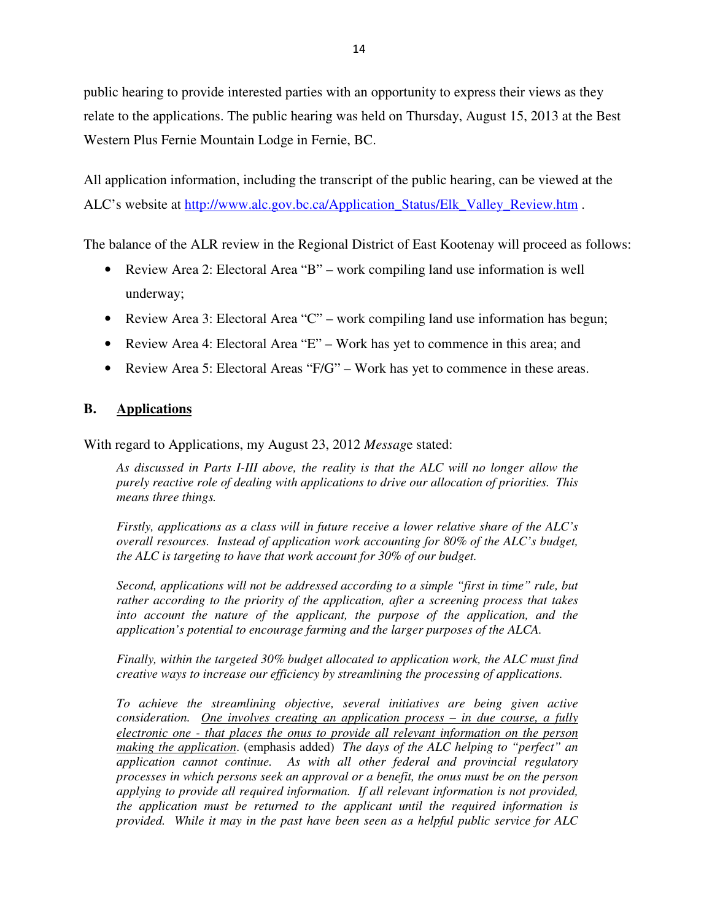public hearing to provide interested parties with an opportunity to express their views as they relate to the applications. The public hearing was held on Thursday, August 15, 2013 at the Best Western Plus Fernie Mountain Lodge in Fernie, BC.

All application information, including the transcript of the public hearing, can be viewed at the ALC's website at http://www.alc.gov.bc.ca/Application_Status/Elk_Valley_Review.htm .

The balance of the ALR review in the Regional District of East Kootenay will proceed as follows:

- Review Area 2: Electoral Area "B" – work compiling land use information is well underway;
- Review Area 3: Electoral Area "C" – work compiling land use information has begun;
- Review Area 4: Electoral Area "E" – Work has yet to commence in this area; and
- Review Area 5: Electoral Areas "F/G" – Work has yet to commence in these areas.

## B. Applications

With regard to Applications, my August 23, 2012 *Message* stated:

> *As discussed in Parts I-III above, the reality is that the ALC will no longer allow the purely reactive role of dealing with applications to drive our allocation of priorities. This means three things.*
>
> *Firstly, applications as a class will in future receive a lower relative share of the ALC's overall resources. Instead of application work accounting for 80% of the ALC's budget, the ALC is targeting to have that work account for 30% of our budget.*
>
> *Second, applications will not be addressed according to a simple "first in time" rule, but rather according to the priority of the application, after a screening process that takes into account the nature of the applicant, the purpose of the application, and the application's potential to encourage farming and the larger purposes of the ALCA.*
>
> *Finally, within the targeted 30% budget allocated to application work, the ALC must find creative ways to increase our efficiency by streamlining the processing of applications.*
>
> *To achieve the streamlining objective, several initiatives are being given active consideration. <u>One involves creating an application process – in due course, a fully electronic one - that places the onus to provide all relevant information on the person making the application</u>.* (emphasis added) *The days of the ALC helping to "perfect" an application cannot continue. As with all other federal and provincial regulatory processes in which persons seek an approval or a benefit, the onus must be on the person applying to provide all required information. If all relevant information is not provided, the application must be returned to the applicant until the required information is provided. While it may in the past have been seen as a helpful public service for ALC*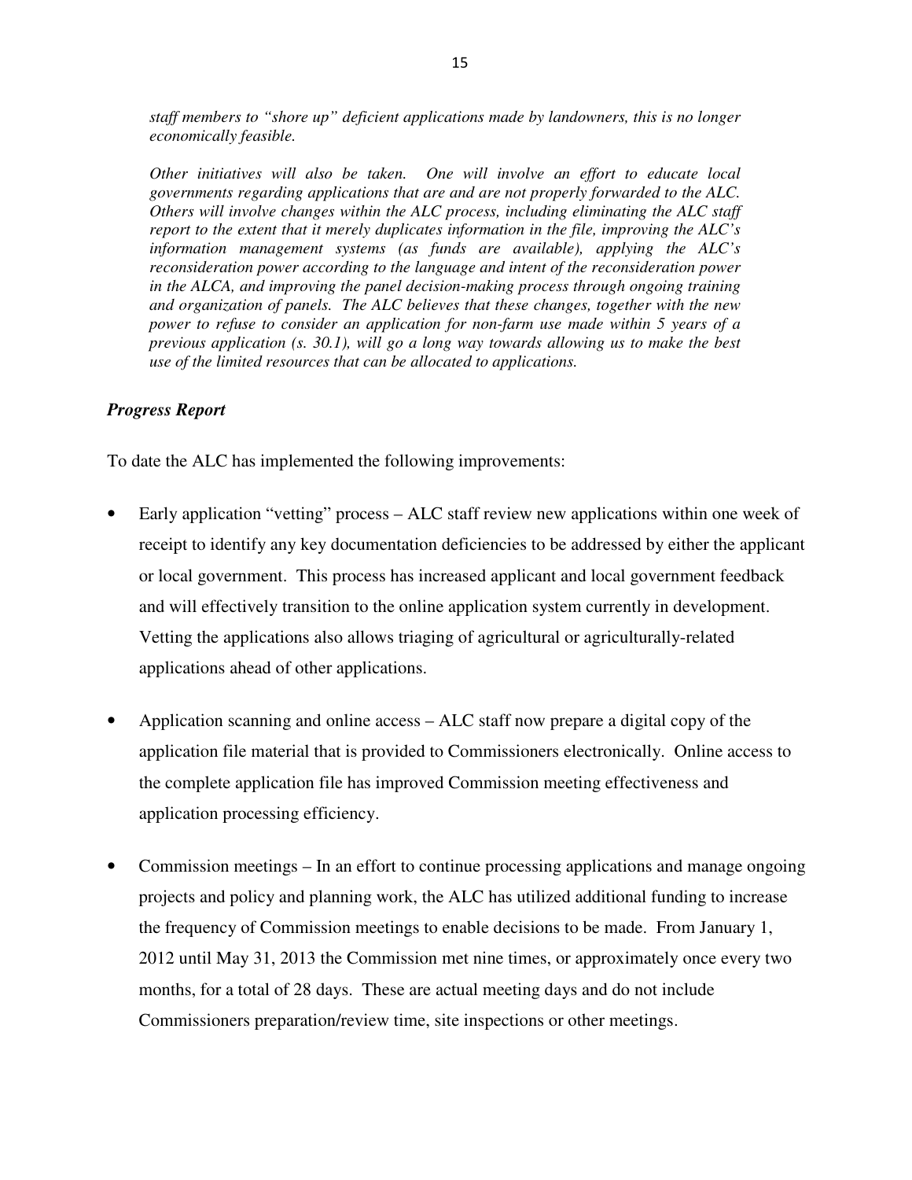*staff members to "shore up" deficient applications made by landowners, this is no longer economically feasible.*

*Other initiatives will also be taken. One will involve an effort to educate local governments regarding applications that are and are not properly forwarded to the ALC. Others will involve changes within the ALC process, including eliminating the ALC staff report to the extent that it merely duplicates information in the file, improving the ALC's information management systems (as funds are available), applying the ALC's reconsideration power according to the language and intent of the reconsideration power in the ALCA, and improving the panel decision-making process through ongoing training and organization of panels. The ALC believes that these changes, together with the new power to refuse to consider an application for non-farm use made within 5 years of a previous application (s. 30.1), will go a long way towards allowing us to make the best use of the limited resources that can be allocated to applications.*

***Progress Report***

To date the ALC has implemented the following improvements:

- Early application "vetting" process – ALC staff review new applications within one week of receipt to identify any key documentation deficiencies to be addressed by either the applicant or local government. This process has increased applicant and local government feedback and will effectively transition to the online application system currently in development. Vetting the applications also allows triaging of agricultural or agriculturally-related applications ahead of other applications.

- Application scanning and online access – ALC staff now prepare a digital copy of the application file material that is provided to Commissioners electronically. Online access to the complete application file has improved Commission meeting effectiveness and application processing efficiency.

- Commission meetings – In an effort to continue processing applications and manage ongoing projects and policy and planning work, the ALC has utilized additional funding to increase the frequency of Commission meetings to enable decisions to be made. From January 1, 2012 until May 31, 2013 the Commission met nine times, or approximately once every two months, for a total of 28 days. These are actual meeting days and do not include Commissioners preparation/review time, site inspections or other meetings.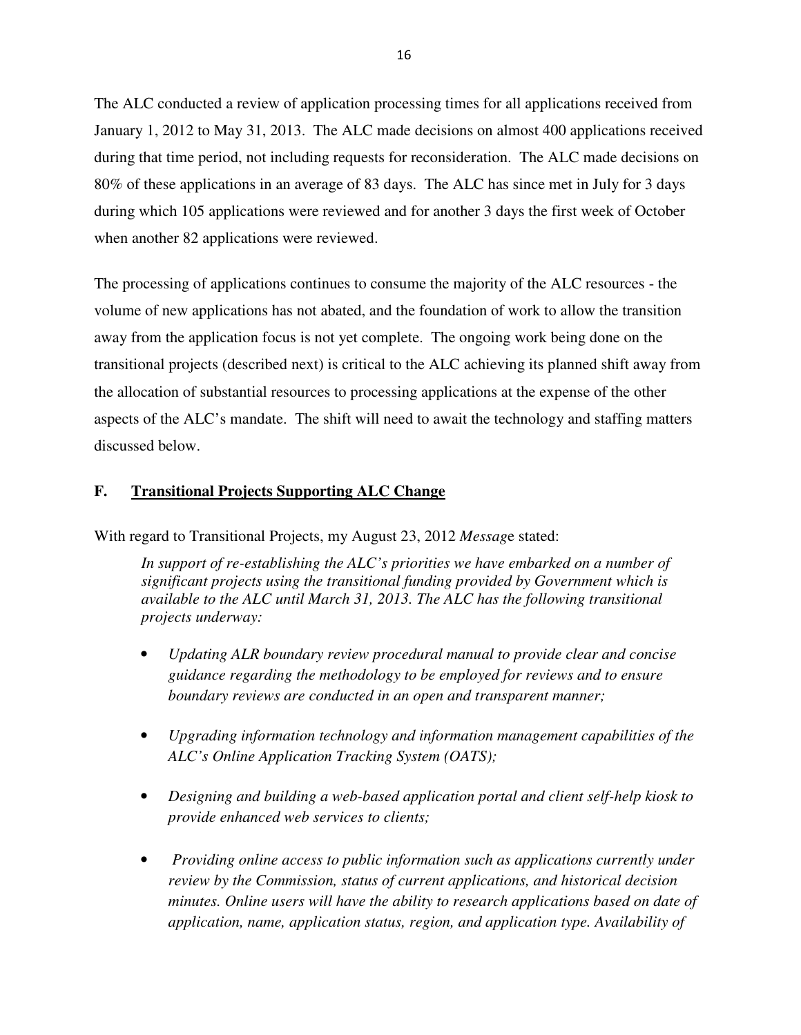The ALC conducted a review of application processing times for all applications received from January 1, 2012 to May 31, 2013. The ALC made decisions on almost 400 applications received during that time period, not including requests for reconsideration. The ALC made decisions on 80% of these applications in an average of 83 days. The ALC has since met in July for 3 days during which 105 applications were reviewed and for another 3 days the first week of October when another 82 applications were reviewed.

The processing of applications continues to consume the majority of the ALC resources - the volume of new applications has not abated, and the foundation of work to allow the transition away from the application focus is not yet complete. The ongoing work being done on the transitional projects (described next) is critical to the ALC achieving its planned shift away from the allocation of substantial resources to processing applications at the expense of the other aspects of the ALC's mandate. The shift will need to await the technology and staffing matters discussed below.

## F. <u>Transitional Projects Supporting ALC Change</u>

With regard to Transitional Projects, my August 23, 2012 *Message* stated:

> *In support of re-establishing the ALC's priorities we have embarked on a number of significant projects using the transitional funding provided by Government which is available to the ALC until March 31, 2013. The ALC has the following transitional projects underway:*
>
> - *Updating ALR boundary review procedural manual to provide clear and concise guidance regarding the methodology to be employed for reviews and to ensure boundary reviews are conducted in an open and transparent manner;*
>
> - *Upgrading information technology and information management capabilities of the ALC's Online Application Tracking System (OATS);*
>
> - *Designing and building a web-based application portal and client self-help kiosk to provide enhanced web services to clients;*
>
> - *Providing online access to public information such as applications currently under review by the Commission, status of current applications, and historical decision minutes. Online users will have the ability to research applications based on date of application, name, application status, region, and application type. Availability of*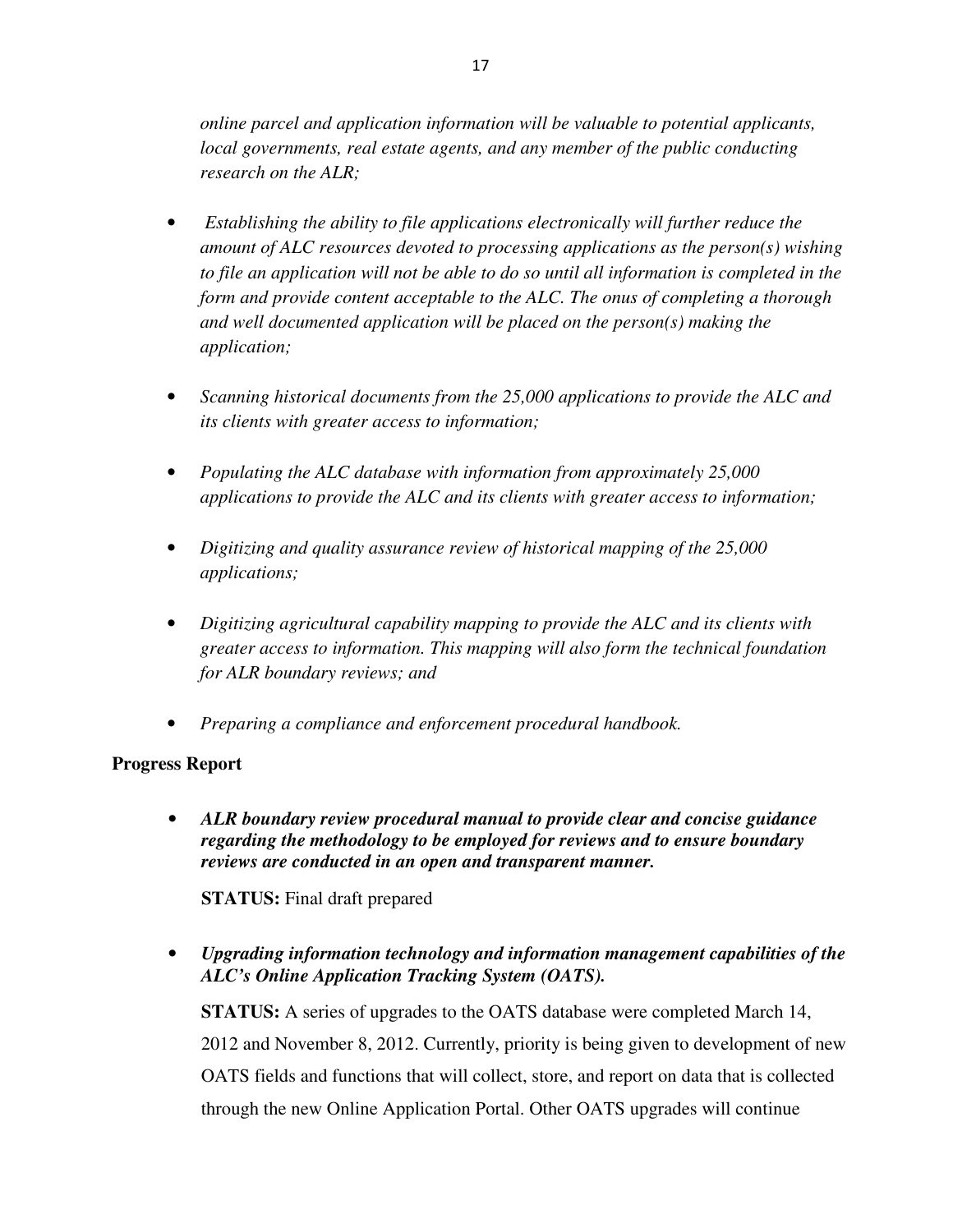*online parcel and application information will be valuable to potential applicants, local governments, real estate agents, and any member of the public conducting research on the ALR;*

- *Establishing the ability to file applications electronically will further reduce the amount of ALC resources devoted to processing applications as the person(s) wishing to file an application will not be able to do so until all information is completed in the form and provide content acceptable to the ALC. The onus of completing a thorough and well documented application will be placed on the person(s) making the application;*

- *Scanning historical documents from the 25,000 applications to provide the ALC and its clients with greater access to information;*

- *Populating the ALC database with information from approximately 25,000 applications to provide the ALC and its clients with greater access to information;*

- *Digitizing and quality assurance review of historical mapping of the 25,000 applications;*

- *Digitizing agricultural capability mapping to provide the ALC and its clients with greater access to information. This mapping will also form the technical foundation for ALR boundary reviews; and*

- *Preparing a compliance and enforcement procedural handbook.*

**Progress Report**

- ***ALR boundary review procedural manual to provide clear and concise guidance regarding the methodology to be employed for reviews and to ensure boundary reviews are conducted in an open and transparent manner.***

  **STATUS:** Final draft prepared

- ***Upgrading information technology and information management capabilities of the ALC's Online Application Tracking System (OATS).***

  **STATUS:** A series of upgrades to the OATS database were completed March 14, 2012 and November 8, 2012. Currently, priority is being given to development of new OATS fields and functions that will collect, store, and report on data that is collected through the new Online Application Portal. Other OATS upgrades will continue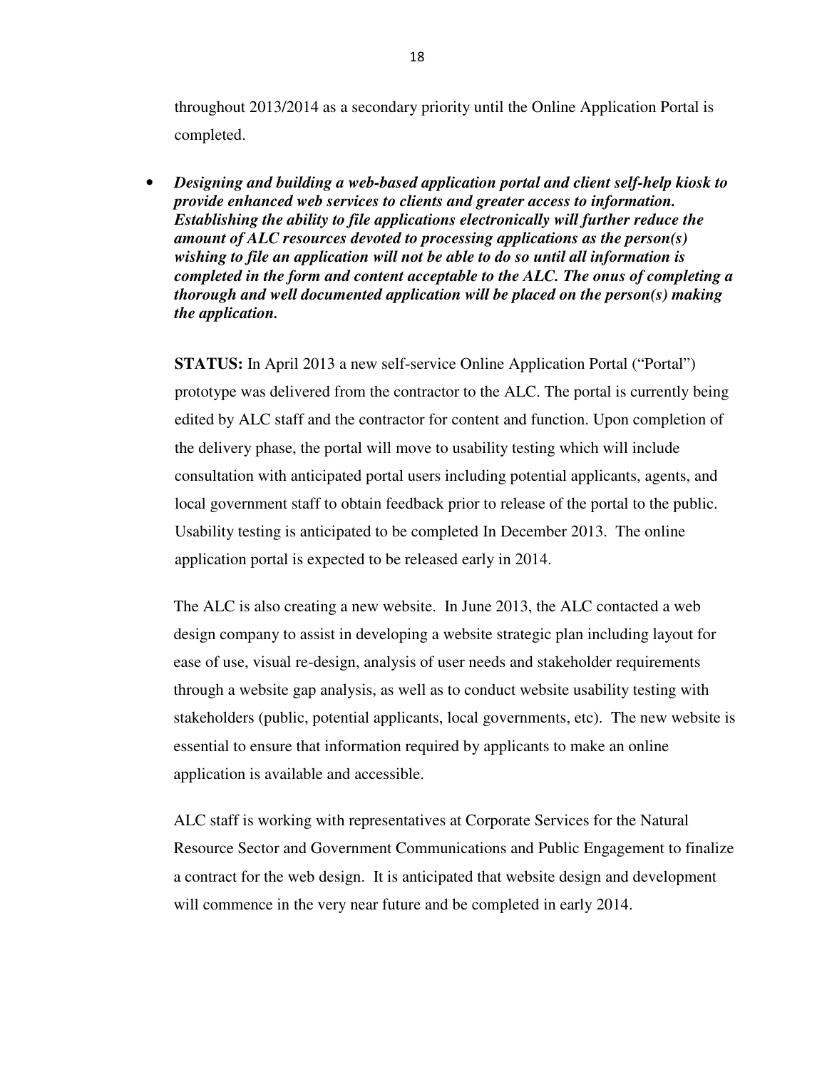throughout 2013/2014 as a secondary priority until the Online Application Portal is completed.

- ***Designing and building a web-based application portal and client self-help kiosk to provide enhanced web services to clients and greater access to information. Establishing the ability to file applications electronically will further reduce the amount of ALC resources devoted to processing applications as the person(s) wishing to file an application will not be able to do so until all information is completed in the form and content acceptable to the ALC. The onus of completing a thorough and well documented application will be placed on the person(s) making the application.***

  **STATUS:** In April 2013 a new self-service Online Application Portal ("Portal") prototype was delivered from the contractor to the ALC. The portal is currently being edited by ALC staff and the contractor for content and function. Upon completion of the delivery phase, the portal will move to usability testing which will include consultation with anticipated portal users including potential applicants, agents, and local government staff to obtain feedback prior to release of the portal to the public. Usability testing is anticipated to be completed In December 2013. The online application portal is expected to be released early in 2014.

  The ALC is also creating a new website. In June 2013, the ALC contacted a web design company to assist in developing a website strategic plan including layout for ease of use, visual re-design, analysis of user needs and stakeholder requirements through a website gap analysis, as well as to conduct website usability testing with stakeholders (public, potential applicants, local governments, etc). The new website is essential to ensure that information required by applicants to make an online application is available and accessible.

  ALC staff is working with representatives at Corporate Services for the Natural Resource Sector and Government Communications and Public Engagement to finalize a contract for the web design. It is anticipated that website design and development will commence in the very near future and be completed in early 2014.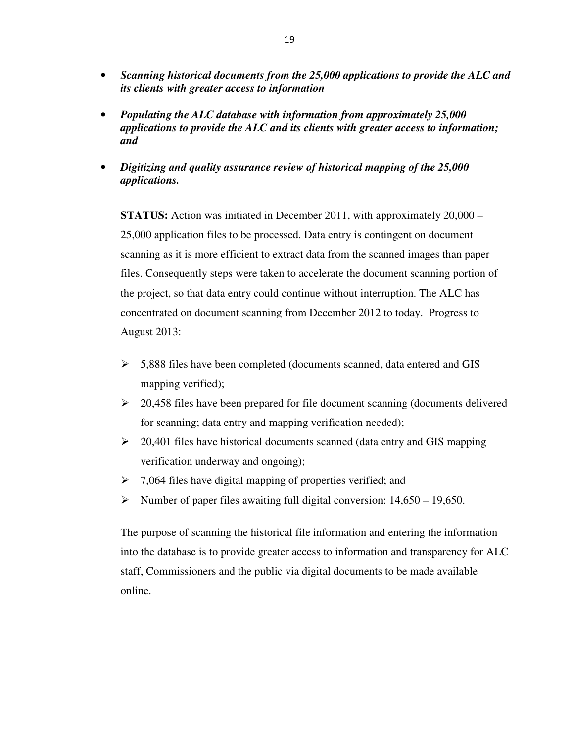- ***Scanning historical documents from the 25,000 applications to provide the ALC and its clients with greater access to information***

- ***Populating the ALC database with information from approximately 25,000 applications to provide the ALC and its clients with greater access to information; and***

- ***Digitizing and quality assurance review of historical mapping of the 25,000 applications.***

  **STATUS:** Action was initiated in December 2011, with approximately 20,000 – 25,000 application files to be processed. Data entry is contingent on document scanning as it is more efficient to extract data from the scanned images than paper files. Consequently steps were taken to accelerate the document scanning portion of the project, so that data entry could continue without interruption. The ALC has concentrated on document scanning from December 2012 to today. Progress to August 2013:

  - 5,888 files have been completed (documents scanned, data entered and GIS mapping verified);
  - 20,458 files have been prepared for file document scanning (documents delivered for scanning; data entry and mapping verification needed);
  - 20,401 files have historical documents scanned (data entry and GIS mapping verification underway and ongoing);
  - 7,064 files have digital mapping of properties verified; and
  - Number of paper files awaiting full digital conversion: 14,650 – 19,650.

  The purpose of scanning the historical file information and entering the information into the database is to provide greater access to information and transparency for ALC staff, Commissioners and the public via digital documents to be made available online.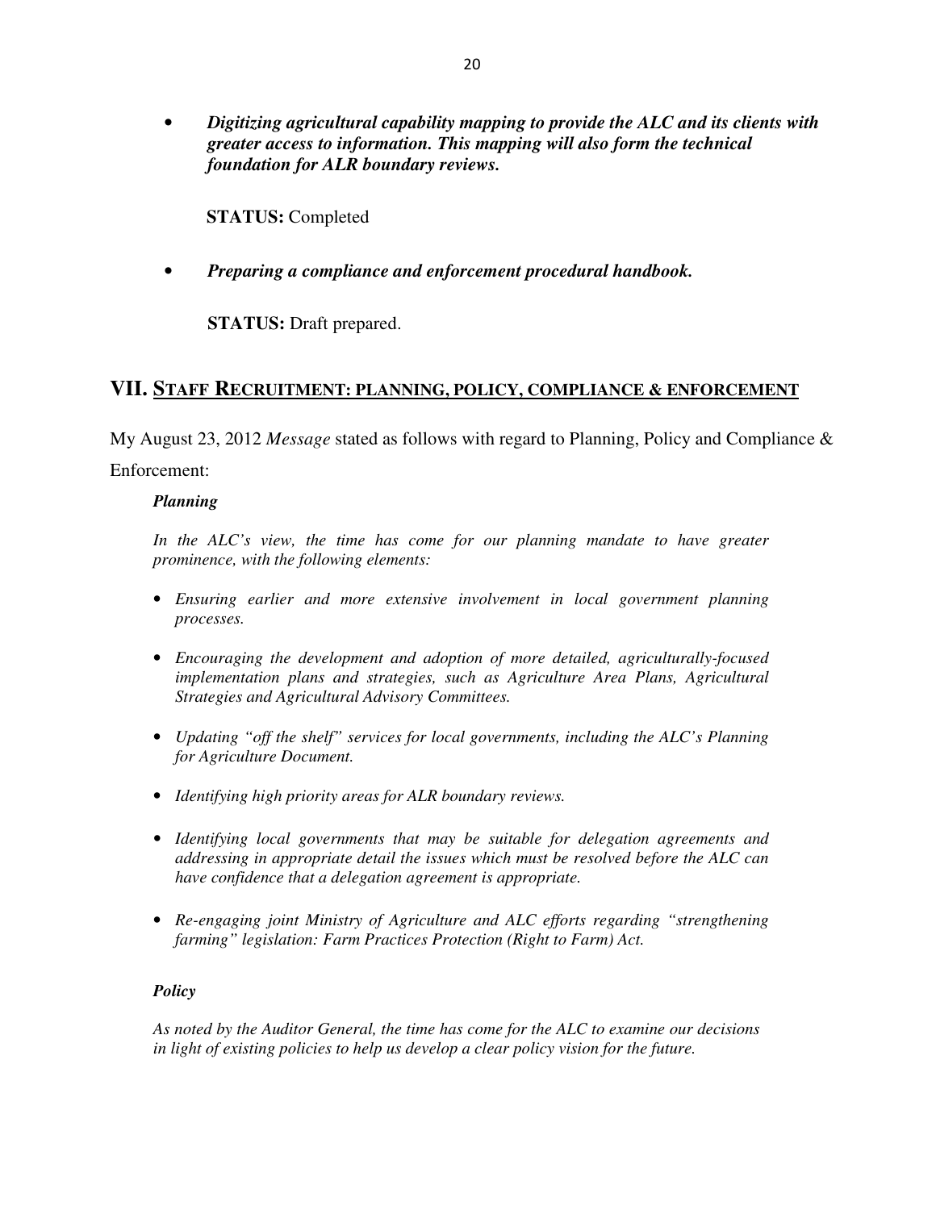- ***Digitizing agricultural capability mapping to provide the ALC and its clients with greater access to information. This mapping will also form the technical foundation for ALR boundary reviews.***

  **STATUS:** Completed

- ***Preparing a compliance and enforcement procedural handbook.***

  **STATUS:** Draft prepared.

## VII. STAFF RECRUITMENT: PLANNING, POLICY, COMPLIANCE & ENFORCEMENT

My August 23, 2012 *Message* stated as follows with regard to Planning, Policy and Compliance & Enforcement:

> ***Planning***
>
> *In the ALC's view, the time has come for our planning mandate to have greater prominence, with the following elements:*
>
> - *Ensuring earlier and more extensive involvement in local government planning processes.*
> - *Encouraging the development and adoption of more detailed, agriculturally-focused implementation plans and strategies, such as Agriculture Area Plans, Agricultural Strategies and Agricultural Advisory Committees.*
> - *Updating "off the shelf" services for local governments, including the ALC's Planning for Agriculture Document.*
> - *Identifying high priority areas for ALR boundary reviews.*
> - *Identifying local governments that may be suitable for delegation agreements and addressing in appropriate detail the issues which must be resolved before the ALC can have confidence that a delegation agreement is appropriate.*
> - *Re-engaging joint Ministry of Agriculture and ALC efforts regarding "strengthening farming" legislation: Farm Practices Protection (Right to Farm) Act.*
>
> ***Policy***
>
> *As noted by the Auditor General, the time has come for the ALC to examine our decisions in light of existing policies to help us develop a clear policy vision for the future.*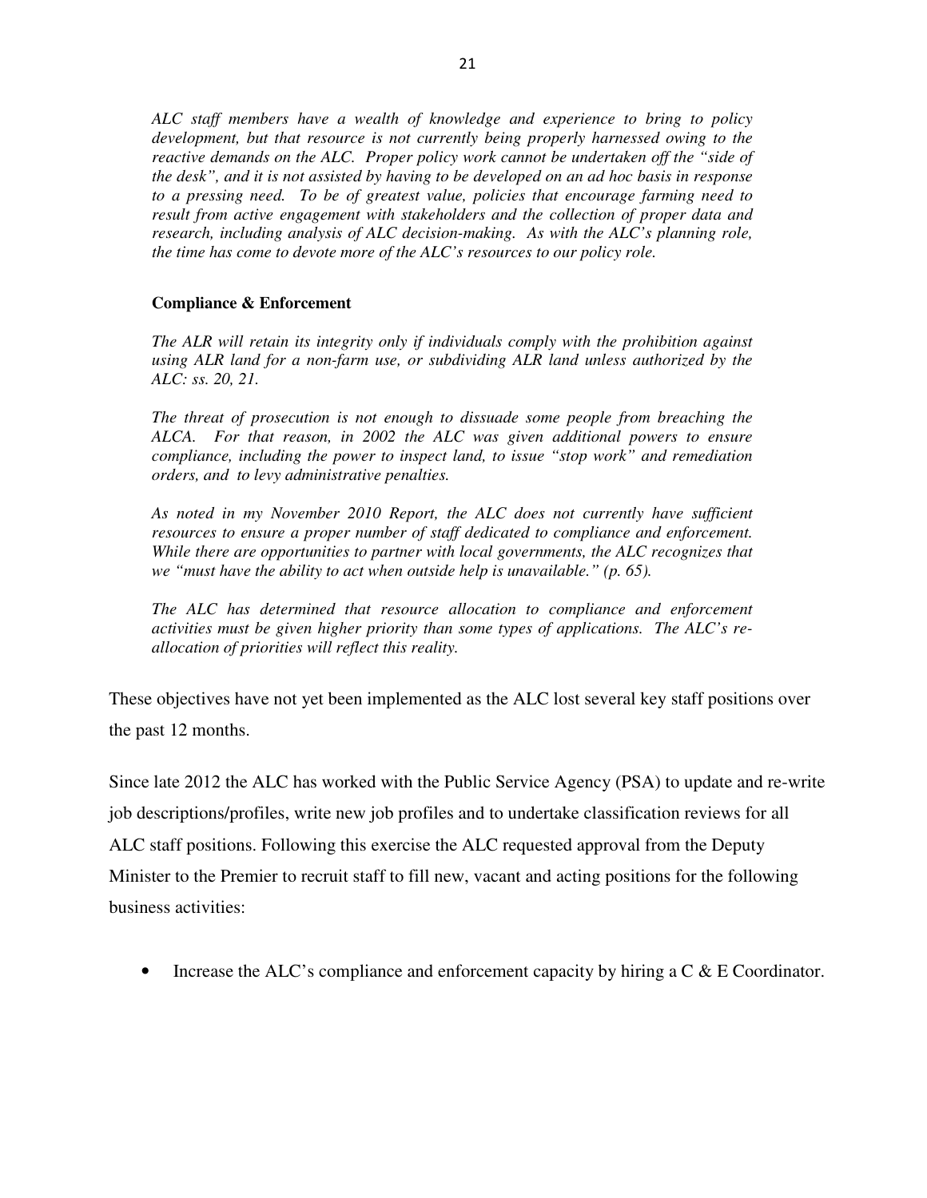*ALC staff members have a wealth of knowledge and experience to bring to policy development, but that resource is not currently being properly harnessed owing to the reactive demands on the ALC. Proper policy work cannot be undertaken off the "side of the desk", and it is not assisted by having to be developed on an ad hoc basis in response to a pressing need. To be of greatest value, policies that encourage farming need to result from active engagement with stakeholders and the collection of proper data and research, including analysis of ALC decision-making. As with the ALC's planning role, the time has come to devote more of the ALC's resources to our policy role.*

**Compliance & Enforcement**

*The ALR will retain its integrity only if individuals comply with the prohibition against using ALR land for a non-farm use, or subdividing ALR land unless authorized by the ALC: ss. 20, 21.*

*The threat of prosecution is not enough to dissuade some people from breaching the ALCA. For that reason, in 2002 the ALC was given additional powers to ensure compliance, including the power to inspect land, to issue "stop work" and remediation orders, and to levy administrative penalties.*

*As noted in my November 2010 Report, the ALC does not currently have sufficient resources to ensure a proper number of staff dedicated to compliance and enforcement. While there are opportunities to partner with local governments, the ALC recognizes that we "must have the ability to act when outside help is unavailable." (p. 65).*

*The ALC has determined that resource allocation to compliance and enforcement activities must be given higher priority than some types of applications. The ALC's re-allocation of priorities will reflect this reality.*

These objectives have not yet been implemented as the ALC lost several key staff positions over the past 12 months.

Since late 2012 the ALC has worked with the Public Service Agency (PSA) to update and re-write job descriptions/profiles, write new job profiles and to undertake classification reviews for all ALC staff positions. Following this exercise the ALC requested approval from the Deputy Minister to the Premier to recruit staff to fill new, vacant and acting positions for the following business activities:

- Increase the ALC's compliance and enforcement capacity by hiring a C & E Coordinator.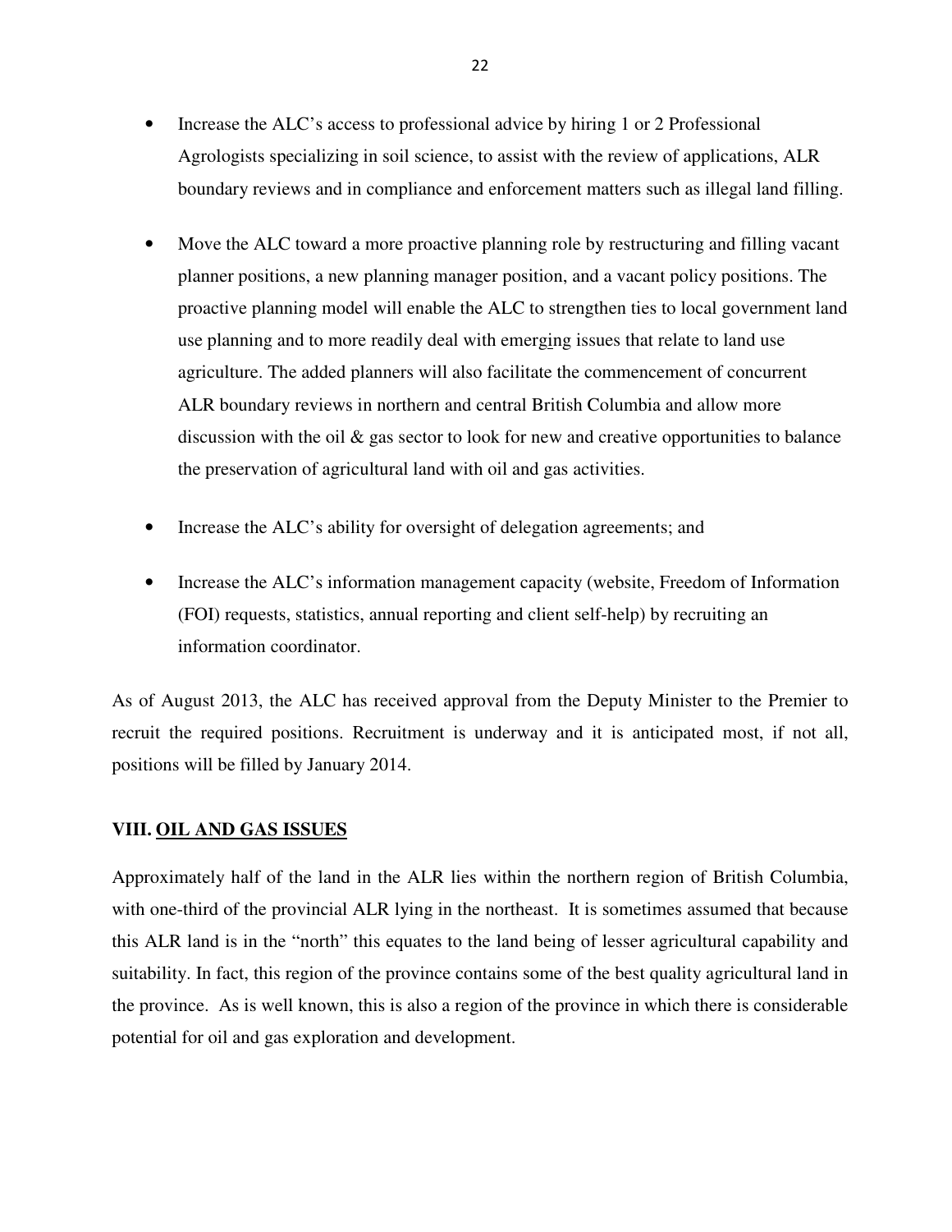- Increase the ALC's access to professional advice by hiring 1 or 2 Professional Agrologists specializing in soil science, to assist with the review of applications, ALR boundary reviews and in compliance and enforcement matters such as illegal land filling.

- Move the ALC toward a more proactive planning role by restructuring and filling vacant planner positions, a new planning manager position, and a vacant policy positions. The proactive planning model will enable the ALC to strengthen ties to local government land use planning and to more readily deal with emerging issues that relate to land use agriculture. The added planners will also facilitate the commencement of concurrent ALR boundary reviews in northern and central British Columbia and allow more discussion with the oil & gas sector to look for new and creative opportunities to balance the preservation of agricultural land with oil and gas activities.

- Increase the ALC's ability for oversight of delegation agreements; and

- Increase the ALC's information management capacity (website, Freedom of Information (FOI) requests, statistics, annual reporting and client self-help) by recruiting an information coordinator.

As of August 2013, the ALC has received approval from the Deputy Minister to the Premier to recruit the required positions. Recruitment is underway and it is anticipated most, if not all, positions will be filled by January 2014.

## VIII. OIL AND GAS ISSUES

Approximately half of the land in the ALR lies within the northern region of British Columbia, with one-third of the provincial ALR lying in the northeast. It is sometimes assumed that because this ALR land is in the "north" this equates to the land being of lesser agricultural capability and suitability. In fact, this region of the province contains some of the best quality agricultural land in the province. As is well known, this is also a region of the province in which there is considerable potential for oil and gas exploration and development.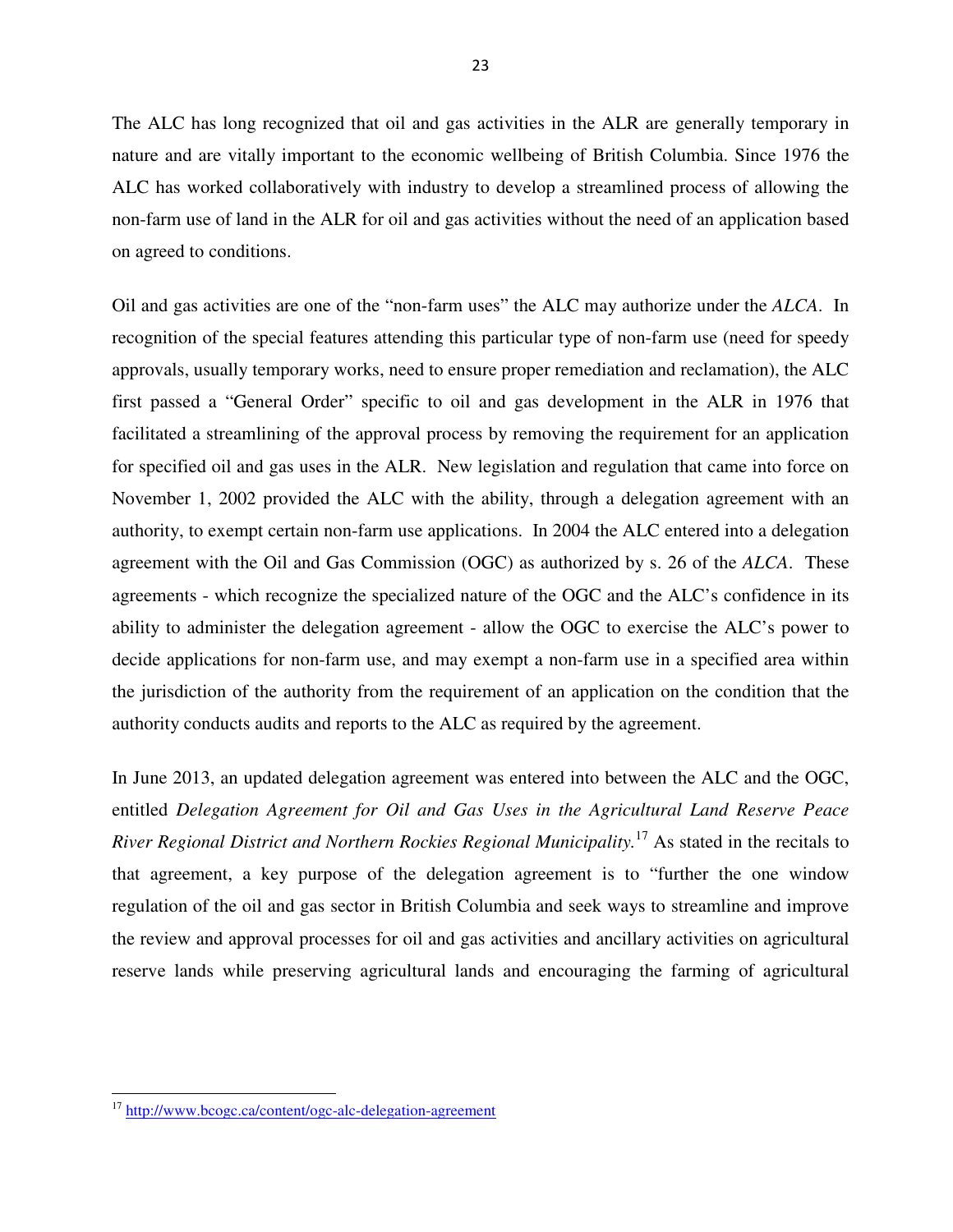The ALC has long recognized that oil and gas activities in the ALR are generally temporary in nature and are vitally important to the economic wellbeing of British Columbia. Since 1976 the ALC has worked collaboratively with industry to develop a streamlined process of allowing the non-farm use of land in the ALR for oil and gas activities without the need of an application based on agreed to conditions.

Oil and gas activities are one of the "non-farm uses" the ALC may authorize under the *ALCA*. In recognition of the special features attending this particular type of non-farm use (need for speedy approvals, usually temporary works, need to ensure proper remediation and reclamation), the ALC first passed a "General Order" specific to oil and gas development in the ALR in 1976 that facilitated a streamlining of the approval process by removing the requirement for an application for specified oil and gas uses in the ALR. New legislation and regulation that came into force on November 1, 2002 provided the ALC with the ability, through a delegation agreement with an authority, to exempt certain non-farm use applications. In 2004 the ALC entered into a delegation agreement with the Oil and Gas Commission (OGC) as authorized by s. 26 of the *ALCA*. These agreements - which recognize the specialized nature of the OGC and the ALC's confidence in its ability to administer the delegation agreement - allow the OGC to exercise the ALC's power to decide applications for non-farm use, and may exempt a non-farm use in a specified area within the jurisdiction of the authority from the requirement of an application on the condition that the authority conducts audits and reports to the ALC as required by the agreement.

In June 2013, an updated delegation agreement was entered into between the ALC and the OGC, entitled *Delegation Agreement for Oil and Gas Uses in the Agricultural Land Reserve Peace River Regional District and Northern Rockies Regional Municipality.*[17] As stated in the recitals to that agreement, a key purpose of the delegation agreement is to "further the one window regulation of the oil and gas sector in British Columbia and seek ways to streamline and improve the review and approval processes for oil and gas activities and ancillary activities on agricultural reserve lands while preserving agricultural lands and encouraging the farming of agricultural

---

[17] http://www.bcogc.ca/content/ogc-alc-delegation-agreement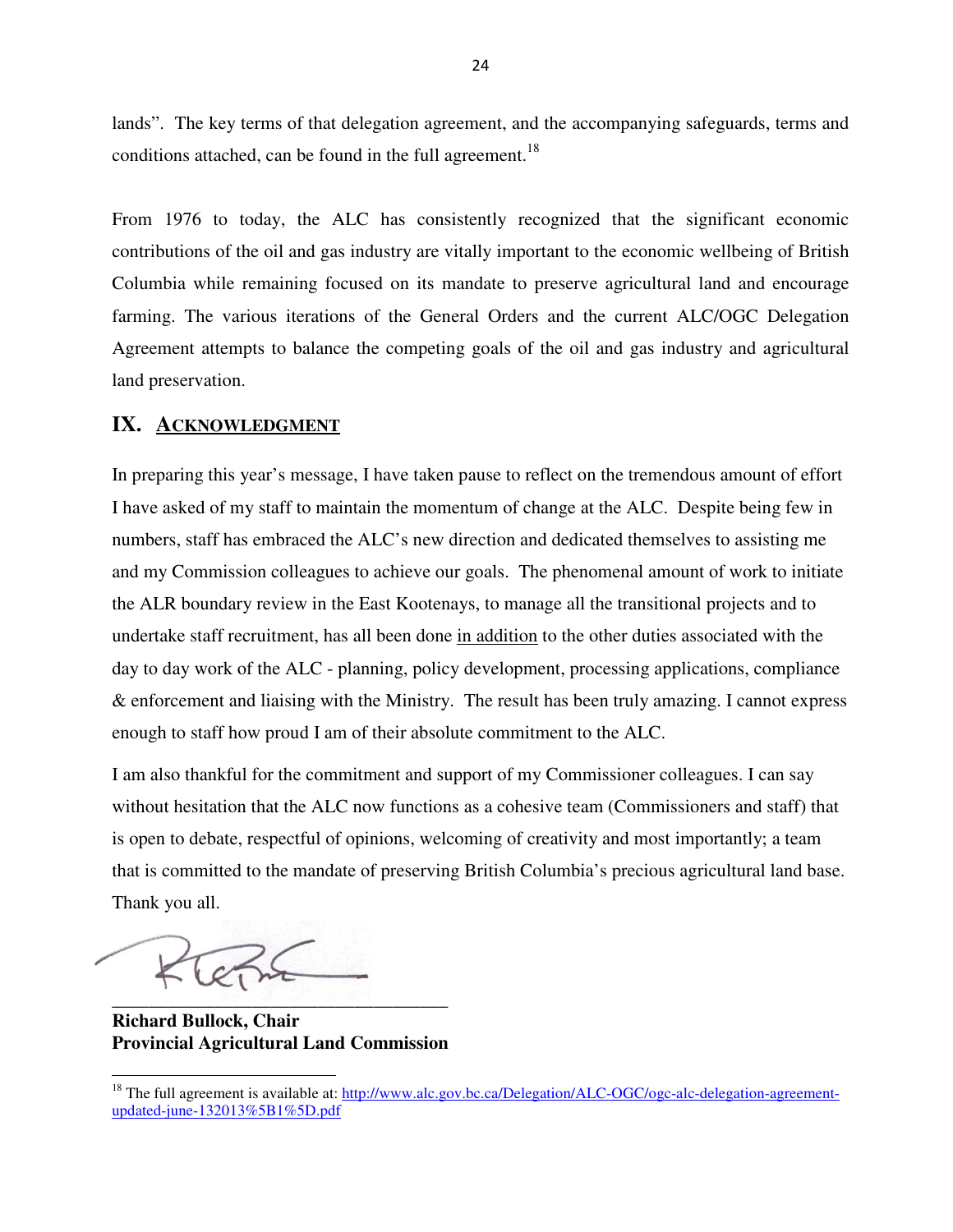lands". The key terms of that delegation agreement, and the accompanying safeguards, terms and conditions attached, can be found in the full agreement.[18]

From 1976 to today, the ALC has consistently recognized that the significant economic contributions of the oil and gas industry are vitally important to the economic wellbeing of British Columbia while remaining focused on its mandate to preserve agricultural land and encourage farming. The various iterations of the General Orders and the current ALC/OGC Delegation Agreement attempts to balance the competing goals of the oil and gas industry and agricultural land preservation.

## IX. ACKNOWLEDGMENT

In preparing this year's message, I have taken pause to reflect on the tremendous amount of effort I have asked of my staff to maintain the momentum of change at the ALC. Despite being few in numbers, staff has embraced the ALC's new direction and dedicated themselves to assisting me and my Commission colleagues to achieve our goals. The phenomenal amount of work to initiate the ALR boundary review in the East Kootenays, to manage all the transitional projects and to undertake staff recruitment, has all been done in addition to the other duties associated with the day to day work of the ALC - planning, policy development, processing applications, compliance & enforcement and liaising with the Ministry. The result has been truly amazing. I cannot express enough to staff how proud I am of their absolute commitment to the ALC.

I am also thankful for the commitment and support of my Commissioner colleagues. I can say without hesitation that the ALC now functions as a cohesive team (Commissioners and staff) that is open to debate, respectful of opinions, welcoming of creativity and most importantly; a team that is committed to the mandate of preserving British Columbia's precious agricultural land base. Thank you all.

\_\_\_\_\_\_\_\_\_\_\_\_\_\_\_\_\_\_\_\_\_\_\_\_\_\_\_\_\_\_\_\_\_\_\_\_

**Richard Bullock, Chair**
**Provincial Agricultural Land Commission**

---

[18] The full agreement is available at: http://www.alc.gov.bc.ca/Delegation/ALC-OGC/ogc-alc-delegation-agreement-updated-june-132013%5B1%5D.pdf